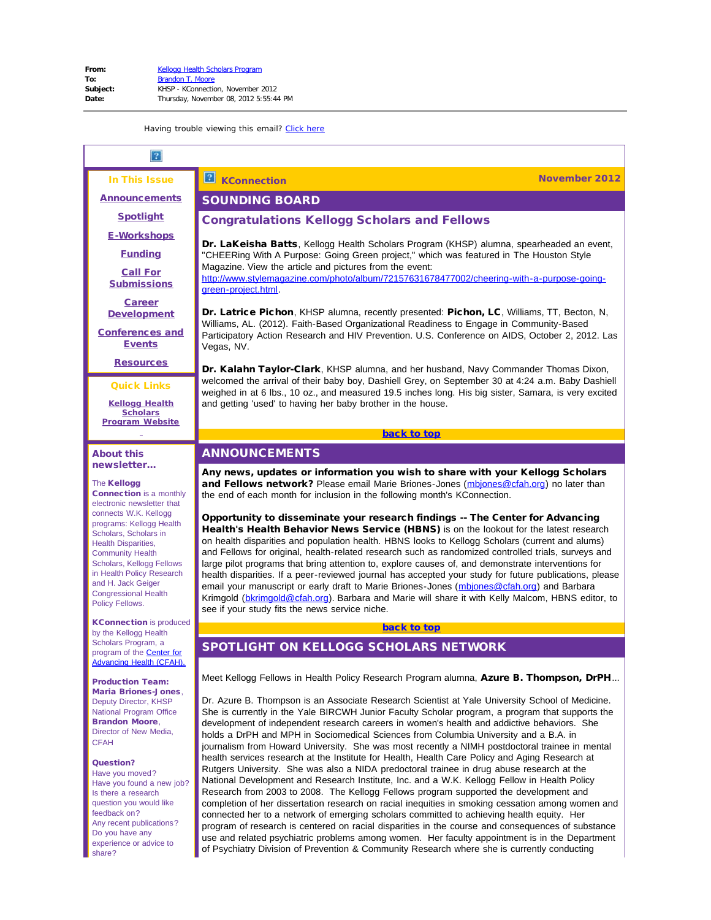**From:** Kellogg Health Scholars Program
**To:** Brandon T. Moore
**Subject:** KHSP - KConnection, November 2012
**Date:** Thursday, November 08, 2012 5:55:44 PM

Having trouble viewing this email? Click here

**In This Issue**

Announcements

Spotlight

E-Workshops

Funding

Call For Submissions

Career Development

Conferences and Events

Resources

**Quick Links**

Kellogg Health Scholars Program Website

**About this newsletter...**

The **Kellogg Connection** is a monthly electronic newsletter that connects W.K. Kellogg programs: Kellogg Health Scholars, Scholars in Health Disparities, Community Health Scholars, Kellogg Fellows in Health Policy Research and H. Jack Geiger Congressional Health Policy Fellows.

**KConnection** is produced by the Kellogg Health Scholars Program, a program of the Center for Advancing Health (CFAH).

**Production Team:**
**Maria Briones-Jones**, Deputy Director, KHSP National Program Office
**Brandon Moore**, Director of New Media, CFAH

**Question?**
Have you moved?
Have you found a new job?
Is there a research question you would like feedback on?
Any recent publications?
Do you have any experience or advice to share?

**KConnection** — **November 2012**

## SOUNDING BOARD

### Congratulations Kellogg Scholars and Fellows

**Dr. LaKeisha Batts**, Kellogg Health Scholars Program (KHSP) alumna, spearheaded an event, "CHEERing With A Purpose: Going Green project," which was featured in The Houston Style Magazine. View the article and pictures from the event: http://www.stylemagazine.com/photo/album/72157631678477002/cheering-with-a-purpose-going-green-project.html.

**Dr. Latrice Pichon**, KHSP alumna, recently presented: **Pichon, LC**, Williams, TT, Becton, N, Williams, AL. (2012). Faith-Based Organizational Readiness to Engage in Community-Based Participatory Action Research and HIV Prevention. U.S. Conference on AIDS, October 2, 2012. Las Vegas, NV.

**Dr. Kalahn Taylor-Clark**, KHSP alumna, and her husband, Navy Commander Thomas Dixon, welcomed the arrival of their baby boy, Dashiell Grey, on September 30 at 4:24 a.m. Baby Dashiell weighed in at 6 lbs., 10 oz., and measured 19.5 inches long. His big sister, Samara, is very excited and getting 'used' to having her baby brother in the house.

back to top

## ANNOUNCEMENTS

**Any news, updates or information you wish to share with your Kellogg Scholars and Fellows network?** Please email Marie Briones-Jones (mbjones@cfah.org) no later than the end of each month for inclusion in the following month's KConnection.

**Opportunity to disseminate your research findings -- The Center for Advancing Health's Health Behavior News Service (HBNS)** is on the lookout for the latest research on health disparities and population health. HBNS looks to Kellogg Scholars (current and alums) and Fellows for original, health-related research such as randomized controlled trials, surveys and large pilot programs that bring attention to, explore causes of, and demonstrate interventions for health disparities. If a peer-reviewed journal has accepted your study for future publications, please email your manuscript or early draft to Marie Briones-Jones (mbjones@cfah.org) and Barbara Krimgold (bkrimgold@cfah.org). Barbara and Marie will share it with Kelly Malcom, HBNS editor, to see if your study fits the news service niche.

back to top

## SPOTLIGHT ON KELLOGG SCHOLARS NETWORK

Meet Kellogg Fellows in Health Policy Research Program alumna, **Azure B. Thompson, DrPH**...

Dr. Azure B. Thompson is an Associate Research Scientist at Yale University School of Medicine. She is currently in the Yale BIRCWH Junior Faculty Scholar program, a program that supports the development of independent research careers in women's health and addictive behaviors. She holds a DrPH and MPH in Sociomedical Sciences from Columbia University and a B.A. in journalism from Howard University. She was most recently a NIMH postdoctoral trainee in mental health services research at the Institute for Health, Health Care Policy and Aging Research at Rutgers University. She was also a NIDA predoctoral trainee in drug abuse research at the National Development and Research Institute, Inc. and a W.K. Kellogg Fellow in Health Policy Research from 2003 to 2008. The Kellogg Fellows program supported the development and completion of her dissertation research on racial inequities in smoking cessation among women and connected her to a network of emerging scholars committed to achieving health equity. Her program of research is centered on racial disparities in the course and consequences of substance use and related psychiatric problems among women. Her faculty appointment is in the Department of Psychiatry Division of Prevention & Community Research where she is currently conducting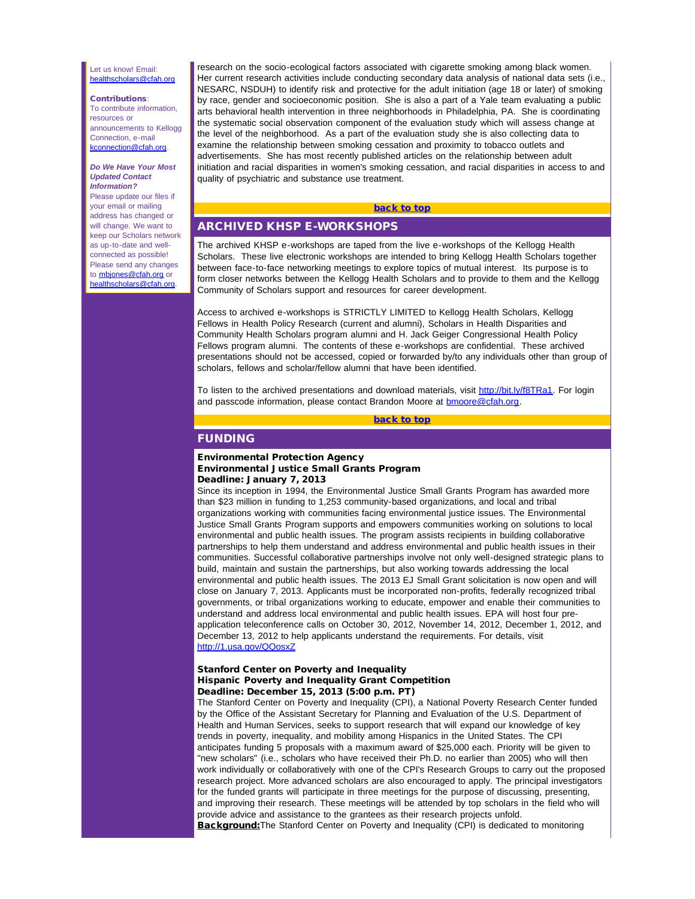Let us know! Email: healthscholars@cfah.org

**Contributions**: To contribute information, resources or announcements to Kellogg Connection, e-mail kconnection@cfah.org.

***Do We Have Your Most Updated Contact Information?***
Please update our files if your email or mailing address has changed or will change. We want to keep our Scholars network as up-to-date and well-connected as possible! Please send any changes to mbjones@cfah.org or healthscholars@cfah.org.

research on the socio-ecological factors associated with cigarette smoking among black women. Her current research activities include conducting secondary data analysis of national data sets (i.e., NESARC, NSDUH) to identify risk and protective for the adult initiation (age 18 or later) of smoking by race, gender and socioeconomic position. She is also a part of a Yale team evaluating a public arts behavioral health intervention in three neighborhoods in Philadelphia, PA. She is coordinating the systematic social observation component of the evaluation study which will assess change at the level of the neighborhood. As a part of the evaluation study she is also collecting data to examine the relationship between smoking cessation and proximity to tobacco outlets and advertisements. She has most recently published articles on the relationship between adult initiation and racial disparities in women's smoking cessation, and racial disparities in access to and quality of psychiatric and substance use treatment.

**back to top**

## ARCHIVED KHSP E-WORKSHOPS

The archived KHSP e-workshops are taped from the live e-workshops of the Kellogg Health Scholars. These live electronic workshops are intended to bring Kellogg Health Scholars together between face-to-face networking meetings to explore topics of mutual interest. Its purpose is to form closer networks between the Kellogg Health Scholars and to provide to them and the Kellogg Community of Scholars support and resources for career development.

Access to archived e-workshops is STRICTLY LIMITED to Kellogg Health Scholars, Kellogg Fellows in Health Policy Research (current and alumni), Scholars in Health Disparities and Community Health Scholars program alumni and H. Jack Geiger Congressional Health Policy Fellows program alumni. The contents of these e-workshops are confidential. These archived presentations should not be accessed, copied or forwarded by/to any individuals other than group of scholars, fellows and scholar/fellow alumni that have been identified.

To listen to the archived presentations and download materials, visit http://bit.ly/f8TRa1. For login and passcode information, please contact Brandon Moore at bmoore@cfah.org.

**back to top**

## FUNDING

**Environmental Protection Agency**
**Environmental Justice Small Grants Program**
**Deadline: January 7, 2013**
Since its inception in 1994, the Environmental Justice Small Grants Program has awarded more than $23 million in funding to 1,253 community-based organizations, and local and tribal organizations working with communities facing environmental justice issues. The Environmental Justice Small Grants Program supports and empowers communities working on solutions to local environmental and public health issues. The program assists recipients in building collaborative partnerships to help them understand and address environmental and public health issues in their communities. Successful collaborative partnerships involve not only well-designed strategic plans to build, maintain and sustain the partnerships, but also working towards addressing the local environmental and public health issues. The 2013 EJ Small Grant solicitation is now open and will close on January 7, 2013. Applicants must be incorporated non-profits, federally recognized tribal governments, or tribal organizations working to educate, empower and enable their communities to understand and address local environmental and public health issues. EPA will host four pre-application teleconference calls on October 30, 2012, November 14, 2012, December 1, 2012, and December 13, 2012 to help applicants understand the requirements. For details, visit http://1.usa.gov/QQosxZ

**Stanford Center on Poverty and Inequality**
**Hispanic Poverty and Inequality Grant Competition**
**Deadline: December 15, 2013 (5:00 p.m. PT)**
The Stanford Center on Poverty and Inequality (CPI), a National Poverty Research Center funded by the Office of the Assistant Secretary for Planning and Evaluation of the U.S. Department of Health and Human Services, seeks to support research that will expand our knowledge of key trends in poverty, inequality, and mobility among Hispanics in the United States. The CPI anticipates funding 5 proposals with a maximum award of $25,000 each. Priority will be given to "new scholars" (i.e., scholars who have received their Ph.D. no earlier than 2005) who will then work individually or collaboratively with one of the CPI's Research Groups to carry out the proposed research project. More advanced scholars are also encouraged to apply. The principal investigators for the funded grants will participate in three meetings for the purpose of discussing, presenting, and improving their research. These meetings will be attended by top scholars in the field who will provide advice and assistance to the grantees as their research projects unfold.
**Background:** The Stanford Center on Poverty and Inequality (CPI) is dedicated to monitoring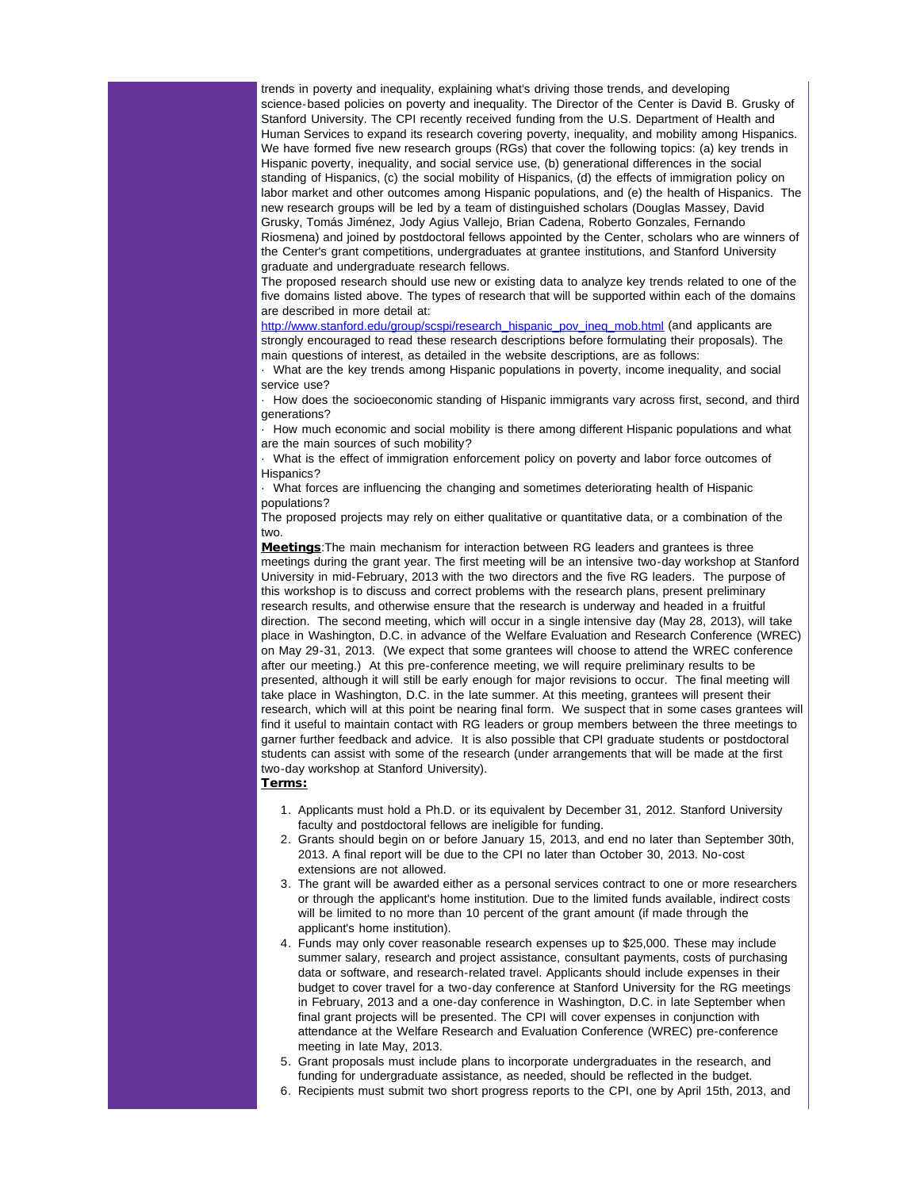trends in poverty and inequality, explaining what's driving those trends, and developing science-based policies on poverty and inequality. The Director of the Center is David B. Grusky of Stanford University. The CPI recently received funding from the U.S. Department of Health and Human Services to expand its research covering poverty, inequality, and mobility among Hispanics. We have formed five new research groups (RGs) that cover the following topics: (a) key trends in Hispanic poverty, inequality, and social service use, (b) generational differences in the social standing of Hispanics, (c) the social mobility of Hispanics, (d) the effects of immigration policy on labor market and other outcomes among Hispanic populations, and (e) the health of Hispanics. The new research groups will be led by a team of distinguished scholars (Douglas Massey, David Grusky, Tomás Jiménez, Jody Agius Vallejo, Brian Cadena, Roberto Gonzales, Fernando Riosmena) and joined by postdoctoral fellows appointed by the Center, scholars who are winners of the Center's grant competitions, undergraduates at grantee institutions, and Stanford University graduate and undergraduate research fellows.

The proposed research should use new or existing data to analyze key trends related to one of the five domains listed above. The types of research that will be supported within each of the domains are described in more detail at: [http://www.stanford.edu/group/scspi/research_hispanic_pov_ineq_mob.html](http://www.stanford.edu/group/scspi/research_hispanic_pov_ineq_mob.html) (and applicants are strongly encouraged to read these research descriptions before formulating their proposals). The main questions of interest, as detailed in the website descriptions, are as follows:

- What are the key trends among Hispanic populations in poverty, income inequality, and social service use?
- How does the socioeconomic standing of Hispanic immigrants vary across first, second, and third generations?
- How much economic and social mobility is there among different Hispanic populations and what are the main sources of such mobility?
- What is the effect of immigration enforcement policy on poverty and labor force outcomes of Hispanics?
- What forces are influencing the changing and sometimes deteriorating health of Hispanic populations?

The proposed projects may rely on either qualitative or quantitative data, or a combination of the two.

**Meetings**:The main mechanism for interaction between RG leaders and grantees is three meetings during the grant year. The first meeting will be an intensive two-day workshop at Stanford University in mid-February, 2013 with the two directors and the five RG leaders. The purpose of this workshop is to discuss and correct problems with the research plans, present preliminary research results, and otherwise ensure that the research is underway and headed in a fruitful direction. The second meeting, which will occur in a single intensive day (May 28, 2013), will take place in Washington, D.C. in advance of the Welfare Evaluation and Research Conference (WREC) on May 29-31, 2013. (We expect that some grantees will choose to attend the WREC conference after our meeting.) At this pre-conference meeting, we will require preliminary results to be presented, although it will still be early enough for major revisions to occur. The final meeting will take place in Washington, D.C. in the late summer. At this meeting, grantees will present their research, which will at this point be nearing final form. We suspect that in some cases grantees will find it useful to maintain contact with RG leaders or group members between the three meetings to garner further feedback and advice. It is also possible that CPI graduate students or postdoctoral students can assist with some of the research (under arrangements that will be made at the first two-day workshop at Stanford University).

**Terms:**

1. Applicants must hold a Ph.D. or its equivalent by December 31, 2012. Stanford University faculty and postdoctoral fellows are ineligible for funding.
2. Grants should begin on or before January 15, 2013, and end no later than September 30th, 2013. A final report will be due to the CPI no later than October 30, 2013. No-cost extensions are not allowed.
3. The grant will be awarded either as a personal services contract to one or more researchers or through the applicant's home institution. Due to the limited funds available, indirect costs will be limited to no more than 10 percent of the grant amount (if made through the applicant's home institution).
4. Funds may only cover reasonable research expenses up to $25,000. These may include summer salary, research and project assistance, consultant payments, costs of purchasing data or software, and research-related travel. Applicants should include expenses in their budget to cover travel for a two-day conference at Stanford University for the RG meetings in February, 2013 and a one-day conference in Washington, D.C. in late September when final grant projects will be presented. The CPI will cover expenses in conjunction with attendance at the Welfare Research and Evaluation Conference (WREC) pre-conference meeting in late May, 2013.
5. Grant proposals must include plans to incorporate undergraduates in the research, and funding for undergraduate assistance, as needed, should be reflected in the budget.
6. Recipients must submit two short progress reports to the CPI, one by April 15th, 2013, and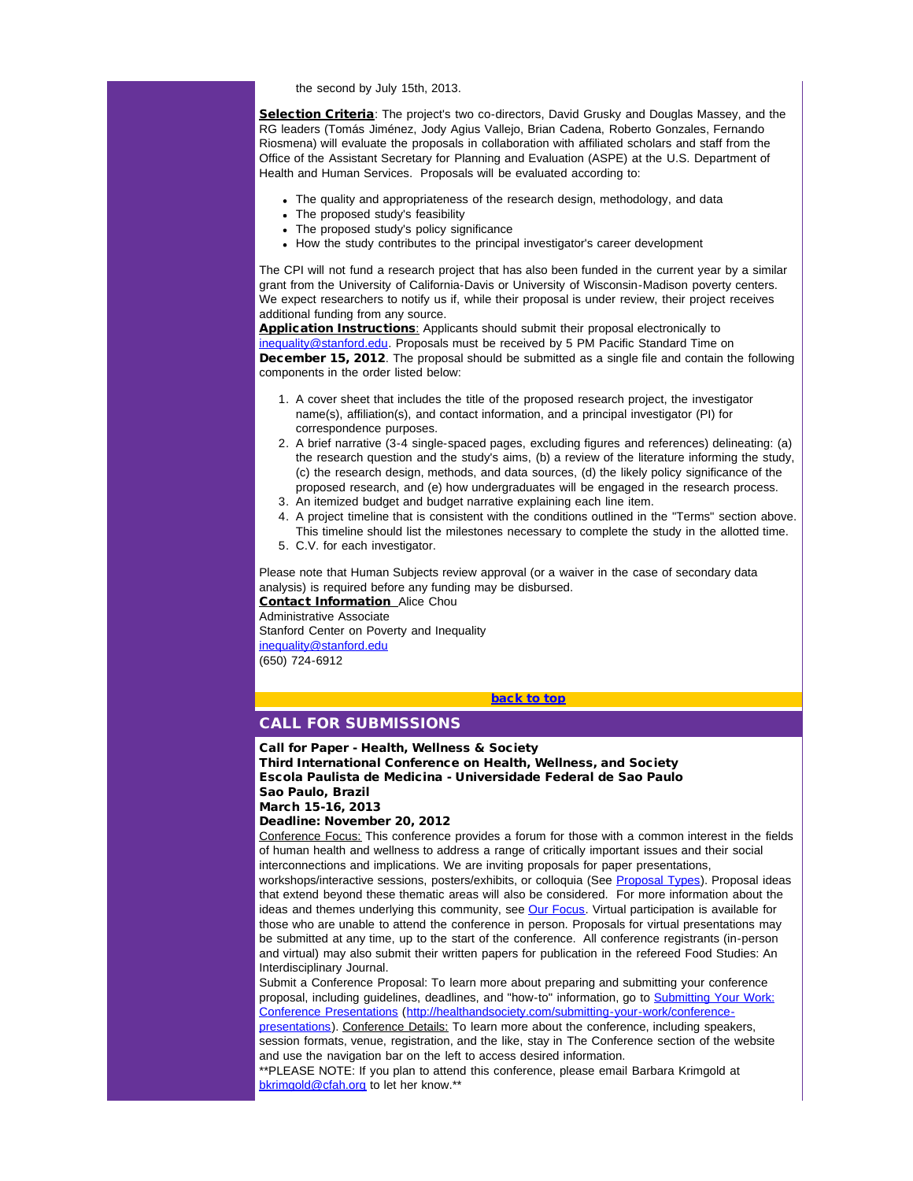the second by July 15th, 2013.

**Selection Criteria**: The project's two co-directors, David Grusky and Douglas Massey, and the RG leaders (Tomás Jiménez, Jody Agius Vallejo, Brian Cadena, Roberto Gonzales, Fernando Riosmena) will evaluate the proposals in collaboration with affiliated scholars and staff from the Office of the Assistant Secretary for Planning and Evaluation (ASPE) at the U.S. Department of Health and Human Services. Proposals will be evaluated according to:

- The quality and appropriateness of the research design, methodology, and data
- The proposed study's feasibility
- The proposed study's policy significance
- How the study contributes to the principal investigator's career development

The CPI will not fund a research project that has also been funded in the current year by a similar grant from the University of California-Davis or University of Wisconsin-Madison poverty centers. We expect researchers to notify us if, while their proposal is under review, their project receives additional funding from any source.

**Application Instructions**: Applicants should submit their proposal electronically to inequality@stanford.edu. Proposals must be received by 5 PM Pacific Standard Time on **December 15, 2012**. The proposal should be submitted as a single file and contain the following components in the order listed below:

1. A cover sheet that includes the title of the proposed research project, the investigator name(s), affiliation(s), and contact information, and a principal investigator (PI) for correspondence purposes.
2. A brief narrative (3-4 single-spaced pages, excluding figures and references) delineating: (a) the research question and the study's aims, (b) a review of the literature informing the study, (c) the research design, methods, and data sources, (d) the likely policy significance of the proposed research, and (e) how undergraduates will be engaged in the research process.
3. An itemized budget and budget narrative explaining each line item.
4. A project timeline that is consistent with the conditions outlined in the "Terms" section above. This timeline should list the milestones necessary to complete the study in the allotted time.
5. C.V. for each investigator.

Please note that Human Subjects review approval (or a waiver in the case of secondary data analysis) is required before any funding may be disbursed.

**Contact Information** Alice Chou
Administrative Associate
Stanford Center on Poverty and Inequality
inequality@stanford.edu
(650) 724-6912

back to top

## CALL FOR SUBMISSIONS

**Call for Paper - Health, Wellness & Society**
**Third International Conference on Health, Wellness, and Society**
**Escola Paulista de Medicina - Universidade Federal de Sao Paulo**
**Sao Paulo, Brazil**
**March 15-16, 2013**
**Deadline: November 20, 2012**

Conference Focus: This conference provides a forum for those with a common interest in the fields of human health and wellness to address a range of critically important issues and their social interconnections and implications. We are inviting proposals for paper presentations, workshops/interactive sessions, posters/exhibits, or colloquia (See Proposal Types). Proposal ideas that extend beyond these thematic areas will also be considered. For more information about the ideas and themes underlying this community, see Our Focus. Virtual participation is available for those who are unable to attend the conference in person. Proposals for virtual presentations may be submitted at any time, up to the start of the conference. All conference registrants (in-person and virtual) may also submit their written papers for publication in the refereed Food Studies: An Interdisciplinary Journal.

Submit a Conference Proposal: To learn more about preparing and submitting your conference proposal, including guidelines, deadlines, and "how-to" information, go to Submitting Your Work: Conference Presentations (http://healthandsociety.com/submitting-your-work/conference-presentations). Conference Details: To learn more about the conference, including speakers, session formats, venue, registration, and the like, stay in The Conference section of the website and use the navigation bar on the left to access desired information.

**PLEASE NOTE: If you plan to attend this conference, please email Barbara Krimgold at bkrimgold@cfah.org to let her know.**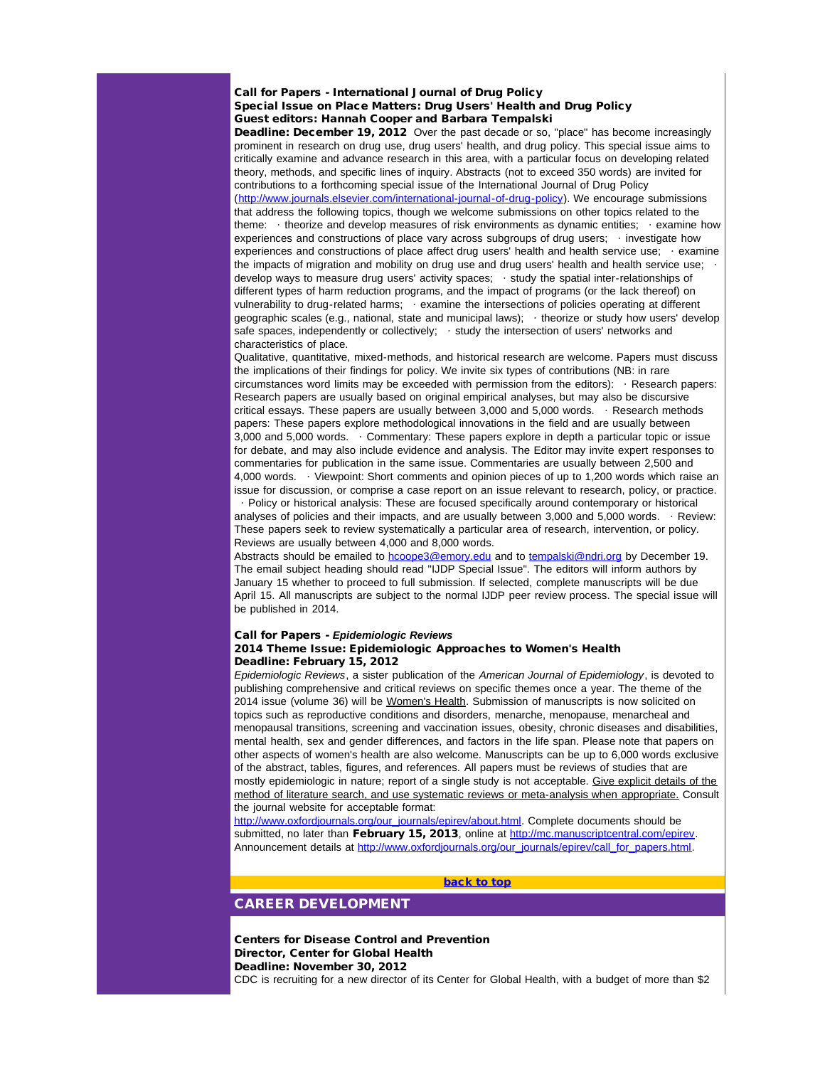**Call for Papers - International Journal of Drug Policy**
**Special Issue on Place Matters: Drug Users' Health and Drug Policy**
**Guest editors: Hannah Cooper and Barbara Tempalski**
**Deadline: December 19, 2012** Over the past decade or so, "place" has become increasingly prominent in research on drug use, drug users' health, and drug policy. This special issue aims to critically examine and advance research in this area, with a particular focus on developing related theory, methods, and specific lines of inquiry. Abstracts (not to exceed 350 words) are invited for contributions to a forthcoming special issue of the International Journal of Drug Policy (http://www.journals.elsevier.com/international-journal-of-drug-policy). We encourage submissions that address the following topics, though we welcome submissions on other topics related to the theme: · theorize and develop measures of risk environments as dynamic entities; · examine how experiences and constructions of place vary across subgroups of drug users; · investigate how experiences and constructions of place affect drug users' health and health service use; · examine the impacts of migration and mobility on drug use and drug users' health and health service use; · develop ways to measure drug users' activity spaces; · study the spatial inter-relationships of different types of harm reduction programs, and the impact of programs (or the lack thereof) on vulnerability to drug-related harms; · examine the intersections of policies operating at different geographic scales (e.g., national, state and municipal laws); · theorize or study how users' develop safe spaces, independently or collectively; · study the intersection of users' networks and characteristics of place.

Qualitative, quantitative, mixed-methods, and historical research are welcome. Papers must discuss the implications of their findings for policy. We invite six types of contributions (NB: in rare circumstances word limits may be exceeded with permission from the editors): · Research papers: Research papers are usually based on original empirical analyses, but may also be discursive critical essays. These papers are usually between 3,000 and 5,000 words. · Research methods papers: These papers explore methodological innovations in the field and are usually between 3,000 and 5,000 words. · Commentary: These papers explore in depth a particular topic or issue for debate, and may also include evidence and analysis. The Editor may invite expert responses to commentaries for publication in the same issue. Commentaries are usually between 2,500 and 4,000 words. · Viewpoint: Short comments and opinion pieces of up to 1,200 words which raise an issue for discussion, or comprise a case report on an issue relevant to research, policy, or practice. · Policy or historical analysis: These are focused specifically around contemporary or historical analyses of policies and their impacts, and are usually between 3,000 and 5,000 words. · Review: These papers seek to review systematically a particular area of research, intervention, or policy. Reviews are usually between 4,000 and 8,000 words.

Abstracts should be emailed to hcoope3@emory.edu and to tempalski@ndri.org by December 19. The email subject heading should read "IJDP Special Issue". The editors will inform authors by January 15 whether to proceed to full submission. If selected, complete manuscripts will be due April 15. All manuscripts are subject to the normal IJDP peer review process. The special issue will be published in 2014.

**Call for Papers -** ***Epidemiologic Reviews***
**2014 Theme Issue: Epidemiologic Approaches to Women's Health**
**Deadline: February 15, 2012**
*Epidemiologic Reviews*, a sister publication of the *American Journal of Epidemiology*, is devoted to publishing comprehensive and critical reviews on specific themes once a year. The theme of the 2014 issue (volume 36) will be Women's Health. Submission of manuscripts is now solicited on topics such as reproductive conditions and disorders, menarche, menopause, menarcheal and menopausal transitions, screening and vaccination issues, obesity, chronic diseases and disabilities, mental health, sex and gender differences, and factors in the life span. Please note that papers on other aspects of women's health are also welcome. Manuscripts can be up to 6,000 words exclusive of the abstract, tables, figures, and references. All papers must be reviews of studies that are mostly epidemiologic in nature; report of a single study is not acceptable. Give explicit details of the method of literature search, and use systematic reviews or meta-analysis when appropriate. Consult the journal website for acceptable format:
http://www.oxfordjournals.org/our_journals/epirev/about.html. Complete documents should be submitted, no later than **February 15, 2013**, online at http://mc.manuscriptcentral.com/epirev. Announcement details at http://www.oxfordjournals.org/our_journals/epirev/call_for_papers.html.

back to top

## CAREER DEVELOPMENT

**Centers for Disease Control and Prevention**
**Director, Center for Global Health**
**Deadline: November 30, 2012**
CDC is recruiting for a new director of its Center for Global Health, with a budget of more than $2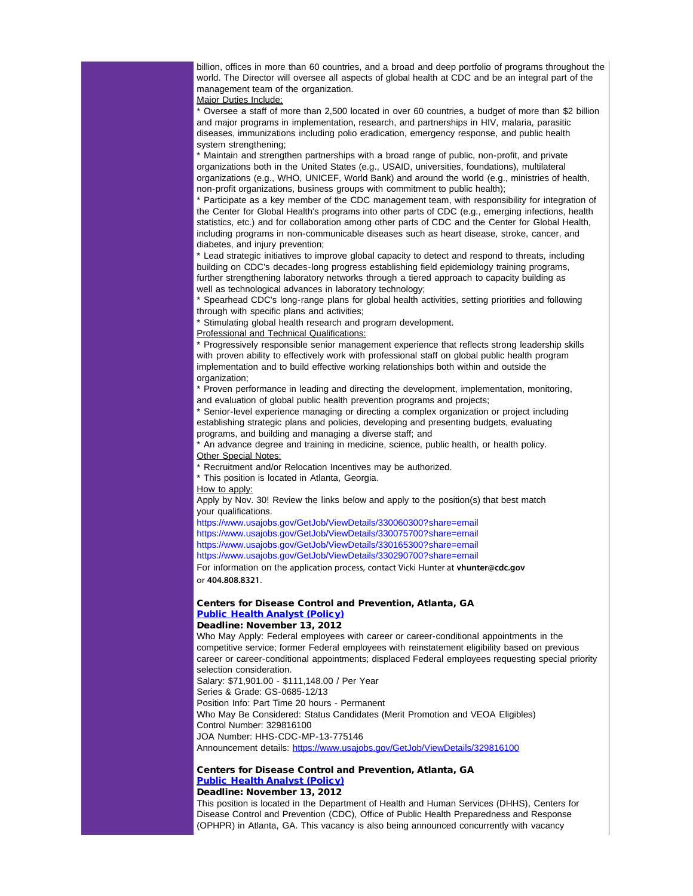billion, offices in more than 60 countries, and a broad and deep portfolio of programs throughout the world. The Director will oversee all aspects of global health at CDC and be an integral part of the management team of the organization.

Major Duties Include:

* Oversee a staff of more than 2,500 located in over 60 countries, a budget of more than $2 billion and major programs in implementation, research, and partnerships in HIV, malaria, parasitic diseases, immunizations including polio eradication, emergency response, and public health system strengthening;
* Maintain and strengthen partnerships with a broad range of public, non-profit, and private organizations both in the United States (e.g., USAID, universities, foundations), multilateral organizations (e.g., WHO, UNICEF, World Bank) and around the world (e.g., ministries of health, non-profit organizations, business groups with commitment to public health);
* Participate as a key member of the CDC management team, with responsibility for integration of the Center for Global Health's programs into other parts of CDC (e.g., emerging infections, health statistics, etc.) and for collaboration among other parts of CDC and the Center for Global Health, including programs in non-communicable diseases such as heart disease, stroke, cancer, and diabetes, and injury prevention;
* Lead strategic initiatives to improve global capacity to detect and respond to threats, including building on CDC's decades-long progress establishing field epidemiology training programs, further strengthening laboratory networks through a tiered approach to capacity building as well as technological advances in laboratory technology;
* Spearhead CDC's long-range plans for global health activities, setting priorities and following through with specific plans and activities;
* Stimulating global health research and program development.

Professional and Technical Qualifications:

* Progressively responsible senior management experience that reflects strong leadership skills with proven ability to effectively work with professional staff on global public health program implementation and to build effective working relationships both within and outside the organization;
* Proven performance in leading and directing the development, implementation, monitoring, and evaluation of global public health prevention programs and projects;
* Senior-level experience managing or directing a complex organization or project including establishing strategic plans and policies, developing and presenting budgets, evaluating programs, and building and managing a diverse staff; and
* An advance degree and training in medicine, science, public health, or health policy.

Other Special Notes:

* Recruitment and/or Relocation Incentives may be authorized.
* This position is located in Atlanta, Georgia.

How to apply:

Apply by Nov. 30! Review the links below and apply to the position(s) that best match your qualifications.

https://www.usajobs.gov/GetJob/ViewDetails/330060300?share=email
https://www.usajobs.gov/GetJob/ViewDetails/330075700?share=email
https://www.usajobs.gov/GetJob/ViewDetails/330165300?share=email
https://www.usajobs.gov/GetJob/ViewDetails/330290700?share=email

For information on the application process, contact Vicki Hunter at **vhunter@cdc.gov** or **404.808.8321**.

**Centers for Disease Control and Prevention, Atlanta, GA**
**Public Health Analyst (Policy)**
**Deadline: November 13, 2012**

Who May Apply: Federal employees with career or career-conditional appointments in the competitive service; former Federal employees with reinstatement eligibility based on previous career or career-conditional appointments; displaced Federal employees requesting special priority selection consideration.
Salary: $71,901.00 - $111,148.00 / Per Year
Series & Grade: GS-0685-12/13
Position Info: Part Time 20 hours - Permanent
Who May Be Considered: Status Candidates (Merit Promotion and VEOA Eligibles)
Control Number: 329816100
JOA Number: HHS-CDC-MP-13-775146
Announcement details: https://www.usajobs.gov/GetJob/ViewDetails/329816100

**Centers for Disease Control and Prevention, Atlanta, GA**
**Public Health Analyst (Policy)**
**Deadline: November 13, 2012**

This position is located in the Department of Health and Human Services (DHHS), Centers for Disease Control and Prevention (CDC), Office of Public Health Preparedness and Response (OPHPR) in Atlanta, GA. This vacancy is also being announced concurrently with vacancy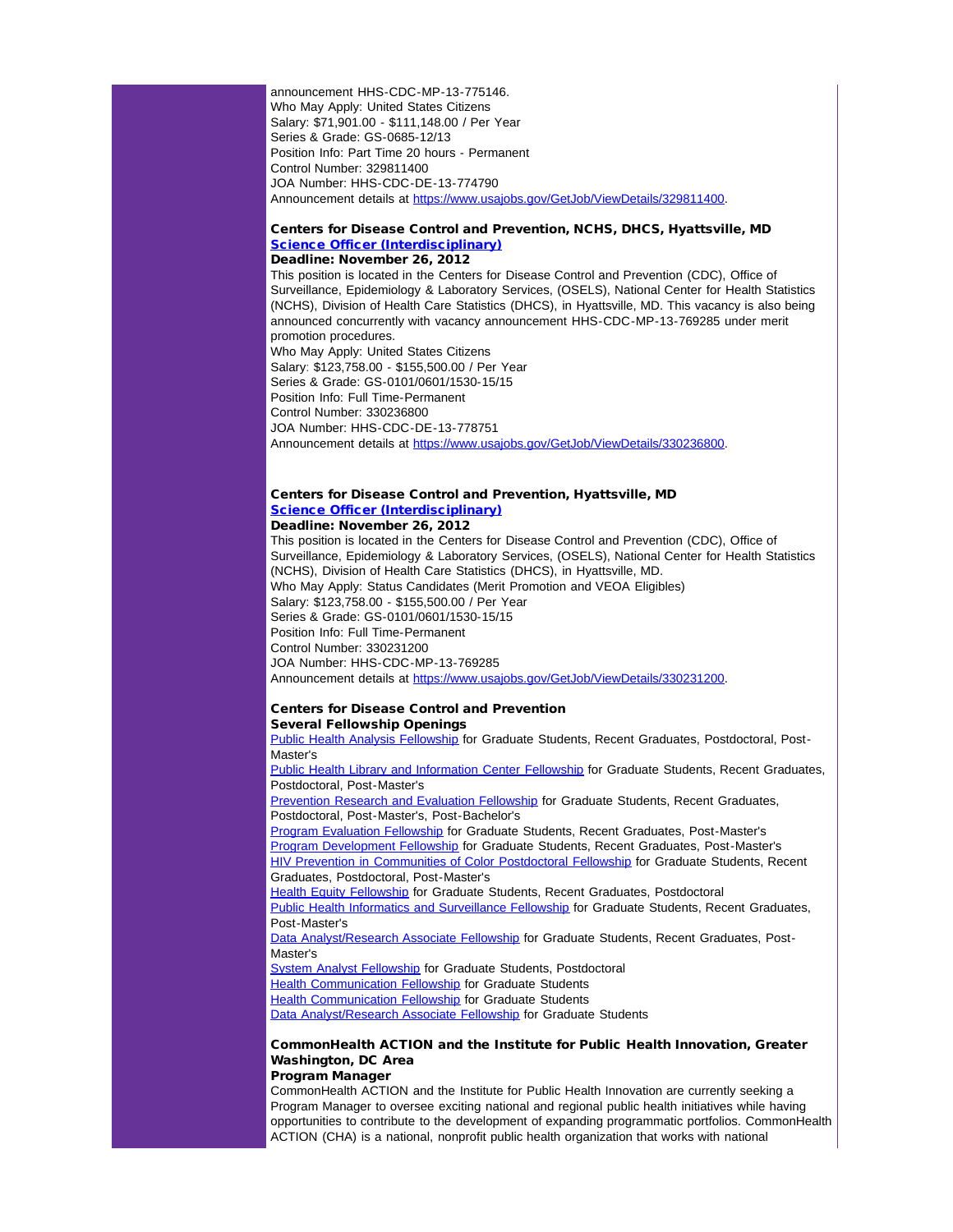announcement HHS-CDC-MP-13-775146.
Who May Apply: United States Citizens
Salary: $71,901.00 - $111,148.00 / Per Year
Series & Grade: GS-0685-12/13
Position Info: Part Time 20 hours - Permanent
Control Number: 329811400
JOA Number: HHS-CDC-DE-13-774790
Announcement details at [https://www.usajobs.gov/GetJob/ViewDetails/329811400](https://www.usajobs.gov/GetJob/ViewDetails/329811400).

**Centers for Disease Control and Prevention, NCHS, DHCS, Hyattsville, MD**
**[Science Officer (Interdisciplinary)]()**
**Deadline: November 26, 2012**
This position is located in the Centers for Disease Control and Prevention (CDC), Office of Surveillance, Epidemiology & Laboratory Services, (OSELS), National Center for Health Statistics (NCHS), Division of Health Care Statistics (DHCS), in Hyattsville, MD. This vacancy is also being announced concurrently with vacancy announcement HHS-CDC-MP-13-769285 under merit promotion procedures.
Who May Apply: United States Citizens
Salary: $123,758.00 - $155,500.00 / Per Year
Series & Grade: GS-0101/0601/1530-15/15
Position Info: Full Time-Permanent
Control Number: 330236800
JOA Number: HHS-CDC-DE-13-778751
Announcement details at [https://www.usajobs.gov/GetJob/ViewDetails/330236800](https://www.usajobs.gov/GetJob/ViewDetails/330236800).

**Centers for Disease Control and Prevention, Hyattsville, MD**
**[Science Officer (Interdisciplinary)]()**
**Deadline: November 26, 2012**
This position is located in the Centers for Disease Control and Prevention (CDC), Office of Surveillance, Epidemiology & Laboratory Services, (OSELS), National Center for Health Statistics (NCHS), Division of Health Care Statistics (DHCS), in Hyattsville, MD.
Who May Apply: Status Candidates (Merit Promotion and VEOA Eligibles)
Salary: $123,758.00 - $155,500.00 / Per Year
Series & Grade: GS-0101/0601/1530-15/15
Position Info: Full Time-Permanent
Control Number: 330231200
JOA Number: HHS-CDC-MP-13-769285
Announcement details at [https://www.usajobs.gov/GetJob/ViewDetails/330231200](https://www.usajobs.gov/GetJob/ViewDetails/330231200).

**Centers for Disease Control and Prevention**
**Several Fellowship Openings**
[Public Health Analysis Fellowship]() for Graduate Students, Recent Graduates, Postdoctoral, Post-Master's
[Public Health Library and Information Center Fellowship]() for Graduate Students, Recent Graduates, Postdoctoral, Post-Master's
[Prevention Research and Evaluation Fellowship]() for Graduate Students, Recent Graduates, Postdoctoral, Post-Master's, Post-Bachelor's
[Program Evaluation Fellowship]() for Graduate Students, Recent Graduates, Post-Master's
[Program Development Fellowship]() for Graduate Students, Recent Graduates, Post-Master's
[HIV Prevention in Communities of Color Postdoctoral Fellowship]() for Graduate Students, Recent Graduates, Postdoctoral, Post-Master's
[Health Equity Fellowship]() for Graduate Students, Recent Graduates, Postdoctoral
[Public Health Informatics and Surveillance Fellowship]() for Graduate Students, Recent Graduates, Post-Master's
[Data Analyst/Research Associate Fellowship]() for Graduate Students, Recent Graduates, Post-Master's
[System Analyst Fellowship]() for Graduate Students, Postdoctoral
[Health Communication Fellowship]() for Graduate Students
[Health Communication Fellowship]() for Graduate Students
[Data Analyst/Research Associate Fellowship]() for Graduate Students

**CommonHealth ACTION and the Institute for Public Health Innovation, Greater Washington, DC Area**
**Program Manager**
CommonHealth ACTION and the Institute for Public Health Innovation are currently seeking a Program Manager to oversee exciting national and regional public health initiatives while having opportunities to contribute to the development of expanding programmatic portfolios. CommonHealth ACTION (CHA) is a national, nonprofit public health organization that works with national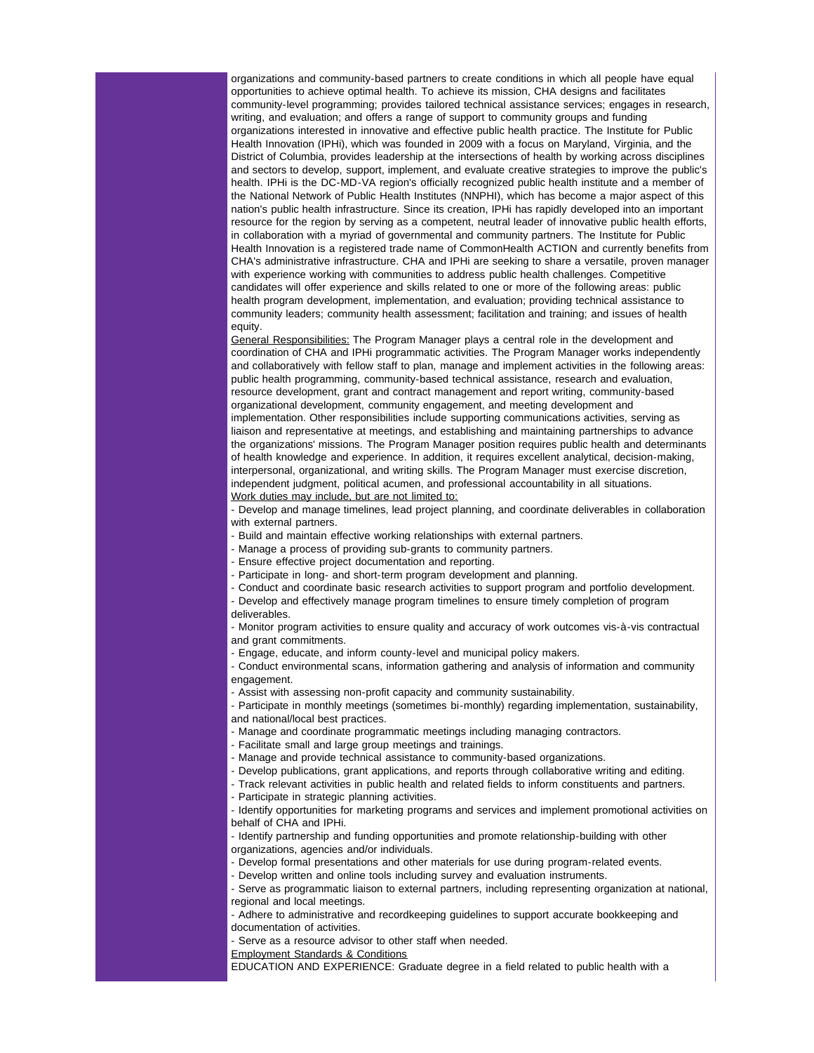organizations and community-based partners to create conditions in which all people have equal opportunities to achieve optimal health. To achieve its mission, CHA designs and facilitates community-level programming; provides tailored technical assistance services; engages in research, writing, and evaluation; and offers a range of support to community groups and funding organizations interested in innovative and effective public health practice. The Institute for Public Health Innovation (IPHi), which was founded in 2009 with a focus on Maryland, Virginia, and the District of Columbia, provides leadership at the intersections of health by working across disciplines and sectors to develop, support, implement, and evaluate creative strategies to improve the public's health. IPHi is the DC-MD-VA region's officially recognized public health institute and a member of the National Network of Public Health Institutes (NNPHI), which has become a major aspect of this nation's public health infrastructure. Since its creation, IPHi has rapidly developed into an important resource for the region by serving as a competent, neutral leader of innovative public health efforts, in collaboration with a myriad of governmental and community partners. The Institute for Public Health Innovation is a registered trade name of CommonHealth ACTION and currently benefits from CHA's administrative infrastructure. CHA and IPHi are seeking to share a versatile, proven manager with experience working with communities to address public health challenges. Competitive candidates will offer experience and skills related to one or more of the following areas: public health program development, implementation, and evaluation; providing technical assistance to community leaders; community health assessment; facilitation and training; and issues of health equity.

General Responsibilities: The Program Manager plays a central role in the development and coordination of CHA and IPHi programmatic activities. The Program Manager works independently and collaboratively with fellow staff to plan, manage and implement activities in the following areas: public health programming, community-based technical assistance, research and evaluation, resource development, grant and contract management and report writing, community-based organizational development, community engagement, and meeting development and implementation. Other responsibilities include supporting communications activities, serving as liaison and representative at meetings, and establishing and maintaining partnerships to advance the organizations' missions. The Program Manager position requires public health and determinants of health knowledge and experience. In addition, it requires excellent analytical, decision-making, interpersonal, organizational, and writing skills. The Program Manager must exercise discretion, independent judgment, political acumen, and professional accountability in all situations.

Work duties may include, but are not limited to:

- Develop and manage timelines, lead project planning, and coordinate deliverables in collaboration with external partners.
- Build and maintain effective working relationships with external partners.
- Manage a process of providing sub-grants to community partners.
- Ensure effective project documentation and reporting.
- Participate in long- and short-term program development and planning.
- Conduct and coordinate basic research activities to support program and portfolio development.
- Develop and effectively manage program timelines to ensure timely completion of program deliverables.
- Monitor program activities to ensure quality and accuracy of work outcomes vis-à-vis contractual and grant commitments.
- Engage, educate, and inform county-level and municipal policy makers.
- Conduct environmental scans, information gathering and analysis of information and community engagement.
- Assist with assessing non-profit capacity and community sustainability.
- Participate in monthly meetings (sometimes bi-monthly) regarding implementation, sustainability, and national/local best practices.
- Manage and coordinate programmatic meetings including managing contractors.
- Facilitate small and large group meetings and trainings.
- Manage and provide technical assistance to community-based organizations.
- Develop publications, grant applications, and reports through collaborative writing and editing.
- Track relevant activities in public health and related fields to inform constituents and partners.
- Participate in strategic planning activities.
- Identify opportunities for marketing programs and services and implement promotional activities on behalf of CHA and IPHi.
- Identify partnership and funding opportunities and promote relationship-building with other organizations, agencies and/or individuals.
- Develop formal presentations and other materials for use during program-related events.
- Develop written and online tools including survey and evaluation instruments.
- Serve as programmatic liaison to external partners, including representing organization at national, regional and local meetings.
- Adhere to administrative and recordkeeping guidelines to support accurate bookkeeping and documentation of activities.
- Serve as a resource advisor to other staff when needed.

Employment Standards & Conditions

EDUCATION AND EXPERIENCE: Graduate degree in a field related to public health with a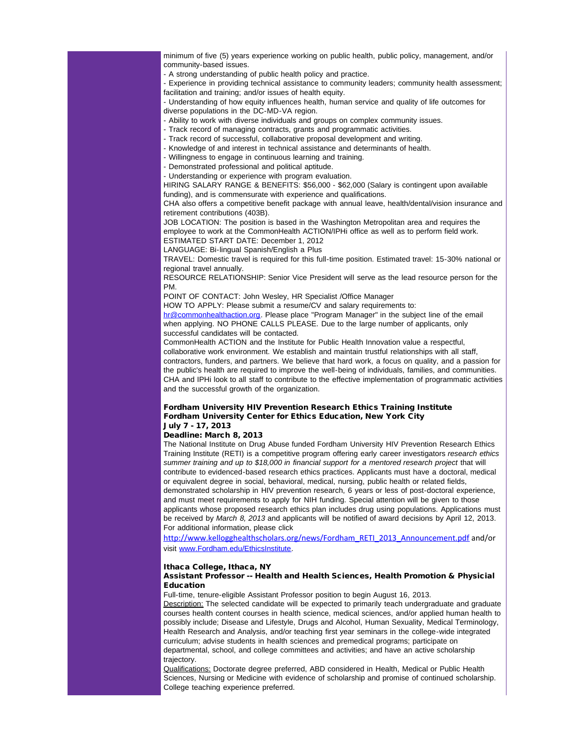minimum of five (5) years experience working on public health, public policy, management, and/or community-based issues.

- A strong understanding of public health policy and practice.
- Experience in providing technical assistance to community leaders; community health assessment; facilitation and training; and/or issues of health equity.
- Understanding of how equity influences health, human service and quality of life outcomes for diverse populations in the DC-MD-VA region.
- Ability to work with diverse individuals and groups on complex community issues.
- Track record of managing contracts, grants and programmatic activities.
- Track record of successful, collaborative proposal development and writing.
- Knowledge of and interest in technical assistance and determinants of health.
- Willingness to engage in continuous learning and training.
- Demonstrated professional and political aptitude.
- Understanding or experience with program evaluation.

HIRING SALARY RANGE & BENEFITS: $56,000 - $62,000 (Salary is contingent upon available funding), and is commensurate with experience and qualifications.

CHA also offers a competitive benefit package with annual leave, health/dental/vision insurance and retirement contributions (403B).

JOB LOCATION: The position is based in the Washington Metropolitan area and requires the employee to work at the CommonHealth ACTION/IPHi office as well as to perform field work.

ESTIMATED START DATE: December 1, 2012

LANGUAGE: Bi-lingual Spanish/English a Plus

TRAVEL: Domestic travel is required for this full-time position. Estimated travel: 15-30% national or regional travel annually.

RESOURCE RELATIONSHIP: Senior Vice President will serve as the lead resource person for the PM.

POINT OF CONTACT: John Wesley, HR Specialist /Office Manager

HOW TO APPLY: Please submit a resume/CV and salary requirements to: hr@commonhealthaction.org. Please place "Program Manager" in the subject line of the email when applying. NO PHONE CALLS PLEASE. Due to the large number of applicants, only successful candidates will be contacted.

CommonHealth ACTION and the Institute for Public Health Innovation value a respectful, collaborative work environment. We establish and maintain trustful relationships with all staff, contractors, funders, and partners. We believe that hard work, a focus on quality, and a passion for the public's health are required to improve the well-being of individuals, families, and communities. CHA and IPHi look to all staff to contribute to the effective implementation of programmatic activities and the successful growth of the organization.

**Fordham University HIV Prevention Research Ethics Training Institute**
**Fordham University Center for Ethics Education, New York City**
**July 7 - 17, 2013**
**Deadline: March 8, 2013**

The National Institute on Drug Abuse funded Fordham University HIV Prevention Research Ethics Training Institute (RETI) is a competitive program offering early career investigators *research ethics summer training and up to $18,000 in financial support for a mentored research project* that will contribute to evidenced-based research ethics practices. Applicants must have a doctoral, medical or equivalent degree in social, behavioral, medical, nursing, public health or related fields, demonstrated scholarship in HIV prevention research, 6 years or less of post-doctoral experience, and must meet requirements to apply for NIH funding. Special attention will be given to those applicants whose proposed research ethics plan includes drug using populations. Applications must be received by *March 8, 2013* and applicants will be notified of award decisions by April 12, 2013. For additional information, please click http://www.kellogghealthscholars.org/news/Fordham_RETI_2013_Announcement.pdf and/or visit www.Fordham.edu/EthicsInstitute.

**Ithaca College, Ithaca, NY**
**Assistant Professor -- Health and Health Sciences, Health Promotion & Physical Education**

Full-time, tenure-eligible Assistant Professor position to begin August 16, 2013.

Description: The selected candidate will be expected to primarily teach undergraduate and graduate courses health content courses in health science, medical sciences, and/or applied human health to possibly include; Disease and Lifestyle, Drugs and Alcohol, Human Sexuality, Medical Terminology, Health Research and Analysis, and/or teaching first year seminars in the college-wide integrated curriculum; advise students in health sciences and premedical programs; participate on departmental, school, and college committees and activities; and have an active scholarship trajectory.

Qualifications: Doctorate degree preferred, ABD considered in Health, Medical or Public Health Sciences, Nursing or Medicine with evidence of scholarship and promise of continued scholarship. College teaching experience preferred.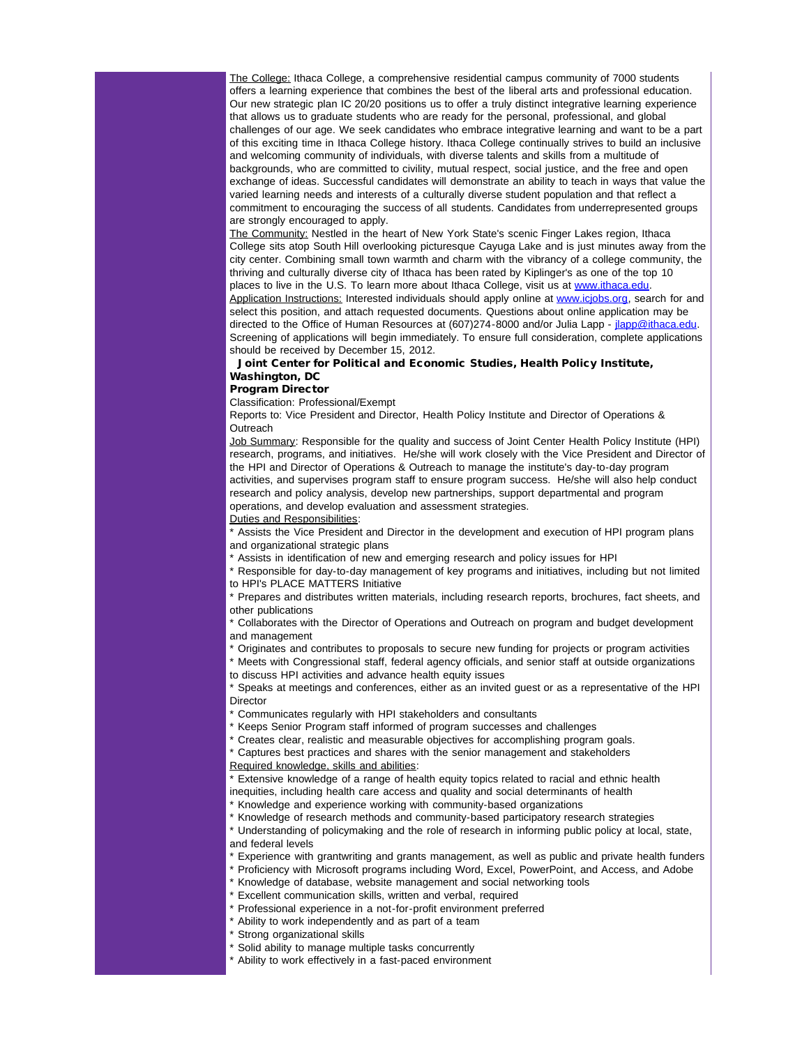The College: Ithaca College, a comprehensive residential campus community of 7000 students offers a learning experience that combines the best of the liberal arts and professional education. Our new strategic plan IC 20/20 positions us to offer a truly distinct integrative learning experience that allows us to graduate students who are ready for the personal, professional, and global challenges of our age. We seek candidates who embrace integrative learning and want to be a part of this exciting time in Ithaca College history. Ithaca College continually strives to build an inclusive and welcoming community of individuals, with diverse talents and skills from a multitude of backgrounds, who are committed to civility, mutual respect, social justice, and the free and open exchange of ideas. Successful candidates will demonstrate an ability to teach in ways that value the varied learning needs and interests of a culturally diverse student population and that reflect a commitment to encouraging the success of all students. Candidates from underrepresented groups are strongly encouraged to apply.

The Community: Nestled in the heart of New York State's scenic Finger Lakes region, Ithaca College sits atop South Hill overlooking picturesque Cayuga Lake and is just minutes away from the city center. Combining small town warmth and charm with the vibrancy of a college community, the thriving and culturally diverse city of Ithaca has been rated by Kiplinger's as one of the top 10 places to live in the U.S. To learn more about Ithaca College, visit us at www.ithaca.edu.

Application Instructions: Interested individuals should apply online at www.icjobs.org, search for and select this position, and attach requested documents. Questions about online application may be directed to the Office of Human Resources at (607)274-8000 and/or Julia Lapp - jlapp@ithaca.edu. Screening of applications will begin immediately. To ensure full consideration, complete applications should be received by December 15, 2012.

### Joint Center for Political and Economic Studies, Health Policy Institute, Washington, DC

**Program Director**

Classification: Professional/Exempt

Reports to: Vice President and Director, Health Policy Institute and Director of Operations & Outreach

Job Summary: Responsible for the quality and success of Joint Center Health Policy Institute (HPI) research, programs, and initiatives. He/she will work closely with the Vice President and Director of the HPI and Director of Operations & Outreach to manage the institute's day-to-day program activities, and supervises program staff to ensure program success. He/she will also help conduct research and policy analysis, develop new partnerships, support departmental and program operations, and develop evaluation and assessment strategies.

Duties and Responsibilities:

* Assists the Vice President and Director in the development and execution of HPI program plans and organizational strategic plans
* Assists in identification of new and emerging research and policy issues for HPI
* Responsible for day-to-day management of key programs and initiatives, including but not limited to HPI's PLACE MATTERS Initiative
* Prepares and distributes written materials, including research reports, brochures, fact sheets, and other publications
* Collaborates with the Director of Operations and Outreach on program and budget development and management
* Originates and contributes to proposals to secure new funding for projects or program activities
* Meets with Congressional staff, federal agency officials, and senior staff at outside organizations to discuss HPI activities and advance health equity issues
* Speaks at meetings and conferences, either as an invited guest or as a representative of the HPI Director
* Communicates regularly with HPI stakeholders and consultants
* Keeps Senior Program staff informed of program successes and challenges
* Creates clear, realistic and measurable objectives for accomplishing program goals.
* Captures best practices and shares with the senior management and stakeholders

Required knowledge, skills and abilities:

* Extensive knowledge of a range of health equity topics related to racial and ethnic health inequities, including health care access and quality and social determinants of health
* Knowledge and experience working with community-based organizations
* Knowledge of research methods and community-based participatory research strategies
* Understanding of policymaking and the role of research in informing public policy at local, state, and federal levels
* Experience with grantwriting and grants management, as well as public and private health funders
* Proficiency with Microsoft programs including Word, Excel, PowerPoint, and Access, and Adobe
* Knowledge of database, website management and social networking tools
* Excellent communication skills, written and verbal, required
* Professional experience in a not-for-profit environment preferred
* Ability to work independently and as part of a team
* Strong organizational skills
* Solid ability to manage multiple tasks concurrently
* Ability to work effectively in a fast-paced environment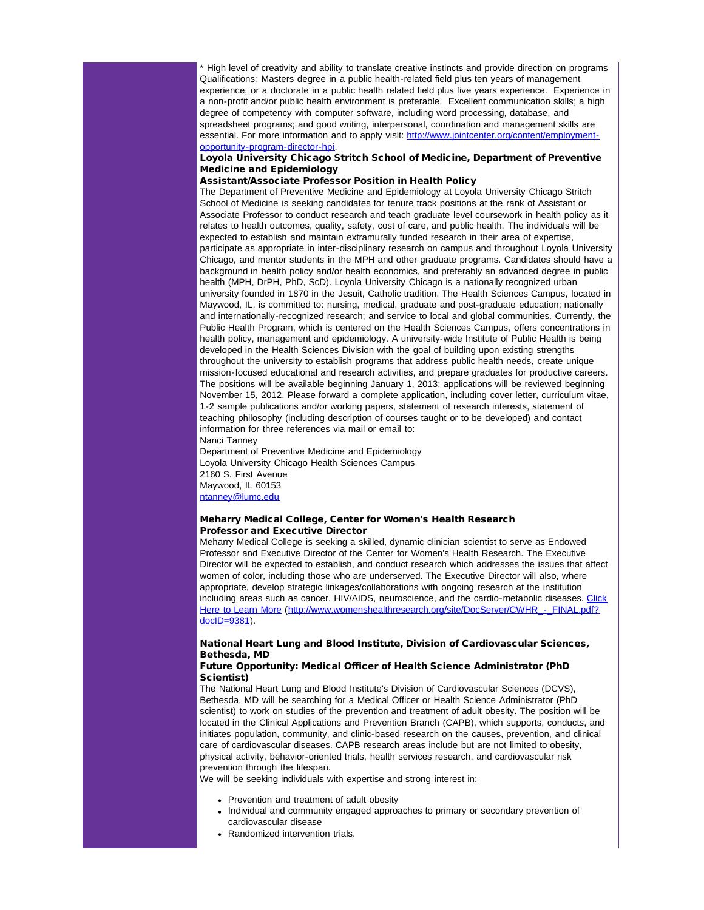* High level of creativity and ability to translate creative instincts and provide direction on programs
Qualifications: Masters degree in a public health-related field plus ten years of management experience, or a doctorate in a public health related field plus five years experience. Experience in a non-profit and/or public health environment is preferable. Excellent communication skills; a high degree of competency with computer software, including word processing, database, and spreadsheet programs; and good writing, interpersonal, coordination and management skills are essential. For more information and to apply visit: http://www.jointcenter.org/content/employment-opportunity-program-director-hpi.

**Loyola University Chicago Stritch School of Medicine, Department of Preventive Medicine and Epidemiology**
**Assistant/Associate Professor Position in Health Policy**

The Department of Preventive Medicine and Epidemiology at Loyola University Chicago Stritch School of Medicine is seeking candidates for tenure track positions at the rank of Assistant or Associate Professor to conduct research and teach graduate level coursework in health policy as it relates to health outcomes, quality, safety, cost of care, and public health. The individuals will be expected to establish and maintain extramurally funded research in their area of expertise, participate as appropriate in inter-disciplinary research on campus and throughout Loyola University Chicago, and mentor students in the MPH and other graduate programs. Candidates should have a background in health policy and/or health economics, and preferably an advanced degree in public health (MPH, DrPH, PhD, ScD). Loyola University Chicago is a nationally recognized urban university founded in 1870 in the Jesuit, Catholic tradition. The Health Sciences Campus, located in Maywood, IL, is committed to: nursing, medical, graduate and post-graduate education; nationally and internationally-recognized research; and service to local and global communities. Currently, the Public Health Program, which is centered on the Health Sciences Campus, offers concentrations in health policy, management and epidemiology. A university-wide Institute of Public Health is being developed in the Health Sciences Division with the goal of building upon existing strengths throughout the university to establish programs that address public health needs, create unique mission-focused educational and research activities, and prepare graduates for productive careers. The positions will be available beginning January 1, 2013; applications will be reviewed beginning November 15, 2012. Please forward a complete application, including cover letter, curriculum vitae, 1-2 sample publications and/or working papers, statement of research interests, statement of teaching philosophy (including description of courses taught or to be developed) and contact information for three references via mail or email to:
Nanci Tanney
Department of Preventive Medicine and Epidemiology
Loyola University Chicago Health Sciences Campus
2160 S. First Avenue
Maywood, IL 60153
ntanney@lumc.edu

**Meharry Medical College, Center for Women's Health Research**
**Professor and Executive Director**

Meharry Medical College is seeking a skilled, dynamic clinician scientist to serve as Endowed Professor and Executive Director of the Center for Women's Health Research. The Executive Director will be expected to establish, and conduct research which addresses the issues that affect women of color, including those who are underserved. The Executive Director will also, where appropriate, develop strategic linkages/collaborations with ongoing research at the institution including areas such as cancer, HIV/AIDS, neuroscience, and the cardio-metabolic diseases. Click Here to Learn More (http://www.womenshealthresearch.org/site/DocServer/CWHR_-_FINAL.pdf?docID=9381).

**National Heart Lung and Blood Institute, Division of Cardiovascular Sciences, Bethesda, MD**
**Future Opportunity: Medical Officer of Health Science Administrator (PhD Scientist)**

The National Heart Lung and Blood Institute's Division of Cardiovascular Sciences (DCVS), Bethesda, MD will be searching for a Medical Officer or Health Science Administrator (PhD scientist) to work on studies of the prevention and treatment of adult obesity. The position will be located in the Clinical Applications and Prevention Branch (CAPB), which supports, conducts, and initiates population, community, and clinic-based research on the causes, prevention, and clinical care of cardiovascular diseases. CAPB research areas include but are not limited to obesity, physical activity, behavior-oriented trials, health services research, and cardiovascular risk prevention through the lifespan.
We will be seeking individuals with expertise and strong interest in:

- Prevention and treatment of adult obesity
- Individual and community engaged approaches to primary or secondary prevention of cardiovascular disease
- Randomized intervention trials.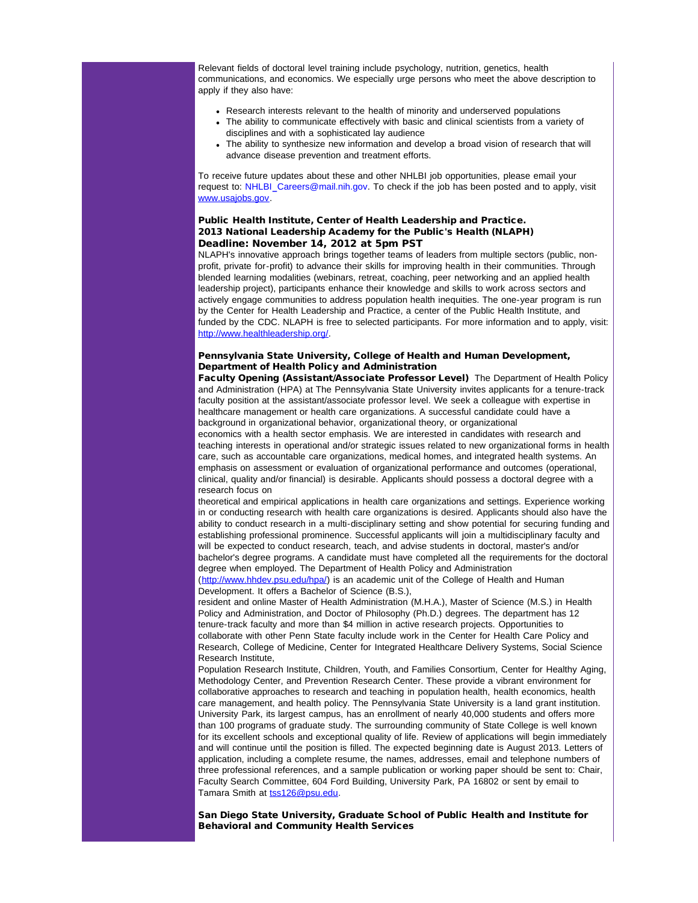Relevant fields of doctoral level training include psychology, nutrition, genetics, health communications, and economics. We especially urge persons who meet the above description to apply if they also have:

- Research interests relevant to the health of minority and underserved populations
- The ability to communicate effectively with basic and clinical scientists from a variety of disciplines and with a sophisticated lay audience
- The ability to synthesize new information and develop a broad vision of research that will advance disease prevention and treatment efforts.

To receive future updates about these and other NHLBI job opportunities, please email your request to: NHLBI_Careers@mail.nih.gov. To check if the job has been posted and to apply, visit www.usajobs.gov.

**Public Health Institute, Center of Health Leadership and Practice.**
**2013 National Leadership Academy for the Public's Health (NLAPH)**
**Deadline: November 14, 2012 at 5pm PST**

NLAPH's innovative approach brings together teams of leaders from multiple sectors (public, non-profit, private for-profit) to advance their skills for improving health in their communities. Through blended learning modalities (webinars, retreat, coaching, peer networking and an applied health leadership project), participants enhance their knowledge and skills to work across sectors and actively engage communities to address population health inequities. The one-year program is run by the Center for Health Leadership and Practice, a center of the Public Health Institute, and funded by the CDC. NLAPH is free to selected participants. For more information and to apply, visit: http://www.healthleadership.org/.

**Pennsylvania State University, College of Health and Human Development, Department of Health Policy and Administration**
**Faculty Opening (Assistant/Associate Professor Level)** The Department of Health Policy and Administration (HPA) at The Pennsylvania State University invites applicants for a tenure-track faculty position at the assistant/associate professor level. We seek a colleague with expertise in healthcare management or health care organizations. A successful candidate could have a background in organizational behavior, organizational theory, or organizational economics with a health sector emphasis. We are interested in candidates with research and teaching interests in operational and/or strategic issues related to new organizational forms in health care, such as accountable care organizations, medical homes, and integrated health systems. An emphasis on assessment or evaluation of organizational performance and outcomes (operational, clinical, quality and/or financial) is desirable. Applicants should possess a doctoral degree with a research focus on theoretical and empirical applications in health care organizations and settings. Experience working in or conducting research with health care organizations is desired. Applicants should also have the ability to conduct research in a multi-disciplinary setting and show potential for securing funding and establishing professional prominence. Successful applicants will join a multidisciplinary faculty and will be expected to conduct research, teach, and advise students in doctoral, master's and/or bachelor's degree programs. A candidate must have completed all the requirements for the doctoral degree when employed. The Department of Health Policy and Administration (http://www.hhdev.psu.edu/hpa/) is an academic unit of the College of Health and Human Development. It offers a Bachelor of Science (B.S.), resident and online Master of Health Administration (M.H.A.), Master of Science (M.S.) in Health Policy and Administration, and Doctor of Philosophy (Ph.D.) degrees. The department has 12 tenure-track faculty and more than $4 million in active research projects. Opportunities to collaborate with other Penn State faculty include work in the Center for Health Care Policy and Research, College of Medicine, Center for Integrated Healthcare Delivery Systems, Social Science Research Institute, Population Research Institute, Children, Youth, and Families Consortium, Center for Healthy Aging, Methodology Center, and Prevention Research Center. These provide a vibrant environment for collaborative approaches to research and teaching in population health, health economics, health care management, and health policy. The Pennsylvania State University is a land grant institution. University Park, its largest campus, has an enrollment of nearly 40,000 students and offers more than 100 programs of graduate study. The surrounding community of State College is well known for its excellent schools and exceptional quality of life. Review of applications will begin immediately and will continue until the position is filled. The expected beginning date is August 2013. Letters of application, including a complete resume, the names, addresses, email and telephone numbers of three professional references, and a sample publication or working paper should be sent to: Chair, Faculty Search Committee, 604 Ford Building, University Park, PA 16802 or sent by email to Tamara Smith at tss126@psu.edu.

**San Diego State University, Graduate School of Public Health and Institute for Behavioral and Community Health Services**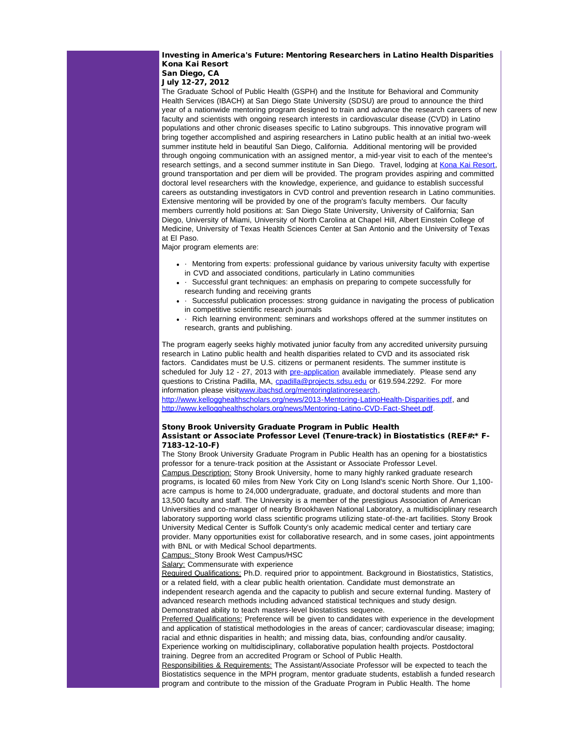### Investing in America's Future: Mentoring Researchers in Latino Health Disparities
**Kona Kai Resort**
**San Diego, CA**
**July 12-27, 2012**

The Graduate School of Public Health (GSPH) and the Institute for Behavioral and Community Health Services (IBACH) at San Diego State University (SDSU) are proud to announce the third year of a nationwide mentoring program designed to train and advance the research careers of new faculty and scientists with ongoing research interests in cardiovascular disease (CVD) in Latino populations and other chronic diseases specific to Latino subgroups. This innovative program will bring together accomplished and aspiring researchers in Latino public health at an initial two-week summer institute held in beautiful San Diego, California. Additional mentoring will be provided through ongoing communication with an assigned mentor, a mid-year visit to each of the mentee's research settings, and a second summer institute in San Diego. Travel, lodging at Kona Kai Resort, ground transportation and per diem will be provided. The program provides aspiring and committed doctoral level researchers with the knowledge, experience, and guidance to establish successful careers as outstanding investigators in CVD control and prevention research in Latino communities. Extensive mentoring will be provided by one of the program's faculty members. Our faculty members currently hold positions at: San Diego State University, University of California; San Diego, University of Miami, University of North Carolina at Chapel Hill, Albert Einstein College of Medicine, University of Texas Health Sciences Center at San Antonio and the University of Texas at El Paso.

Major program elements are:

- · Mentoring from experts: professional guidance by various university faculty with expertise in CVD and associated conditions, particularly in Latino communities
- · Successful grant techniques: an emphasis on preparing to compete successfully for research funding and receiving grants
- · Successful publication processes: strong guidance in navigating the process of publication in competitive scientific research journals
- · Rich learning environment: seminars and workshops offered at the summer institutes on research, grants and publishing.

The program eagerly seeks highly motivated junior faculty from any accredited university pursuing research in Latino public health and health disparities related to CVD and its associated risk factors. Candidates must be U.S. citizens or permanent residents. The summer institute is scheduled for July 12 - 27, 2013 with pre-application available immediately. Please send any questions to Cristina Padilla, MA, cpadilla@projects.sdsu.edu or 619.594.2292. For more information please visitwww.ibachsd.org/mentoringlatinoresearch, http://www.kellogghealthscholars.org/news/2013-Mentoring-LatinoHealth-Disparities.pdf, and http://www.kellogghealthscholars.org/news/Mentoring-Latino-CVD-Fact-Sheet.pdf.

### Stony Brook University Graduate Program in Public Health
**Assistant or Associate Professor Level (Tenure-track) in Biostatistics (REF#:* F-7183-12-10-F)**

The Stony Brook University Graduate Program in Public Health has an opening for a biostatistics professor for a tenure-track position at the Assistant or Associate Professor Level.

Campus Description: Stony Brook University, home to many highly ranked graduate research programs, is located 60 miles from New York City on Long Island's scenic North Shore. Our 1,100-acre campus is home to 24,000 undergraduate, graduate, and doctoral students and more than 13,500 faculty and staff. The University is a member of the prestigious Association of American Universities and co-manager of nearby Brookhaven National Laboratory, a multidisciplinary research laboratory supporting world class scientific programs utilizing state-of-the-art facilities. Stony Brook University Medical Center is Suffolk County's only academic medical center and tertiary care provider. Many opportunities exist for collaborative research, and in some cases, joint appointments with BNL or with Medical School departments.

Campus: Stony Brook West Campus/HSC

Salary: Commensurate with experience

Required Qualifications: Ph.D. required prior to appointment. Background in Biostatistics, Statistics, or a related field, with a clear public health orientation. Candidate must demonstrate an independent research agenda and the capacity to publish and secure external funding. Mastery of advanced research methods including advanced statistical techniques and study design. Demonstrated ability to teach masters-level biostatistics sequence.

Preferred Qualifications: Preference will be given to candidates with experience in the development and application of statistical methodologies in the areas of cancer; cardiovascular disease; imaging; racial and ethnic disparities in health; and missing data, bias, confounding and/or causality. Experience working on multidisciplinary, collaborative population health projects. Postdoctoral training. Degree from an accredited Program or School of Public Health.

Responsibilities & Requirements: The Assistant/Associate Professor will be expected to teach the Biostatistics sequence in the MPH program, mentor graduate students, establish a funded research program and contribute to the mission of the Graduate Program in Public Health. The home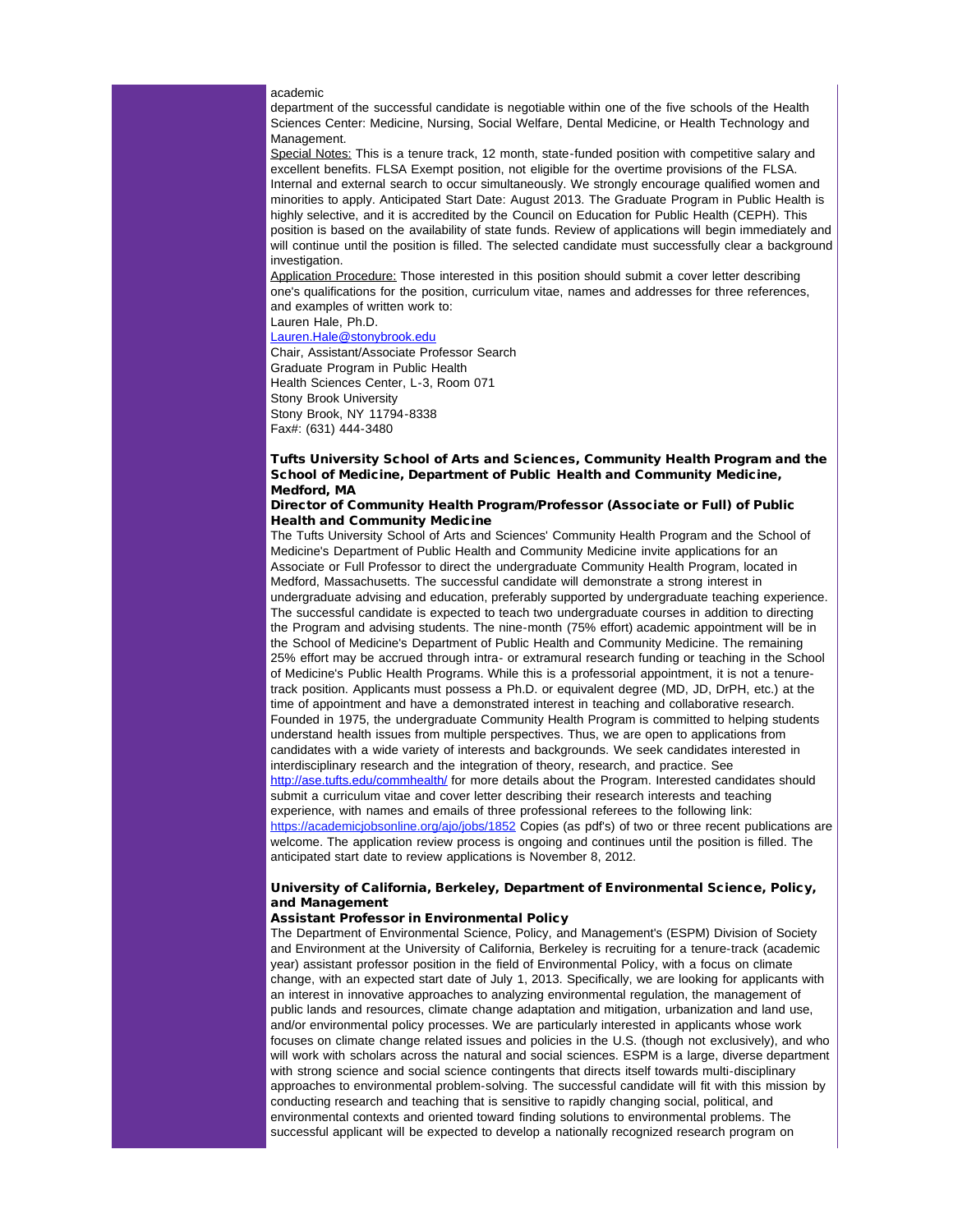academic department of the successful candidate is negotiable within one of the five schools of the Health Sciences Center: Medicine, Nursing, Social Welfare, Dental Medicine, or Health Technology and Management.

Special Notes: This is a tenure track, 12 month, state-funded position with competitive salary and excellent benefits. FLSA Exempt position, not eligible for the overtime provisions of the FLSA. Internal and external search to occur simultaneously. We strongly encourage qualified women and minorities to apply. Anticipated Start Date: August 2013. The Graduate Program in Public Health is highly selective, and it is accredited by the Council on Education for Public Health (CEPH). This position is based on the availability of state funds. Review of applications will begin immediately and will continue until the position is filled. The selected candidate must successfully clear a background investigation.

Application Procedure: Those interested in this position should submit a cover letter describing one's qualifications for the position, curriculum vitae, names and addresses for three references, and examples of written work to:

Lauren Hale, Ph.D.  
Lauren.Hale@stonybrook.edu  
Chair, Assistant/Associate Professor Search  
Graduate Program in Public Health  
Health Sciences Center, L-3, Room 071  
Stony Brook University  
Stony Brook, NY 11794-8338  
Fax#: (631) 444-3480

**Tufts University School of Arts and Sciences, Community Health Program and the School of Medicine, Department of Public Health and Community Medicine, Medford, MA**

**Director of Community Health Program/Professor (Associate or Full) of Public Health and Community Medicine**

The Tufts University School of Arts and Sciences' Community Health Program and the School of Medicine's Department of Public Health and Community Medicine invite applications for an Associate or Full Professor to direct the undergraduate Community Health Program, located in Medford, Massachusetts. The successful candidate will demonstrate a strong interest in undergraduate advising and education, preferably supported by undergraduate teaching experience. The successful candidate is expected to teach two undergraduate courses in addition to directing the Program and advising students. The nine-month (75% effort) academic appointment will be in the School of Medicine's Department of Public Health and Community Medicine. The remaining 25% effort may be accrued through intra- or extramural research funding or teaching in the School of Medicine's Public Health Programs. While this is a professorial appointment, it is not a tenure-track position. Applicants must possess a Ph.D. or equivalent degree (MD, JD, DrPH, etc.) at the time of appointment and have a demonstrated interest in teaching and collaborative research. Founded in 1975, the undergraduate Community Health Program is committed to helping students understand health issues from multiple perspectives. Thus, we are open to applications from candidates with a wide variety of interests and backgrounds. We seek candidates interested in interdisciplinary research and the integration of theory, research, and practice. See http://ase.tufts.edu/commhealth/ for more details about the Program. Interested candidates should submit a curriculum vitae and cover letter describing their research interests and teaching experience, with names and emails of three professional referees to the following link: https://academicjobsonline.org/ajo/jobs/1852 Copies (as pdf's) of two or three recent publications are welcome. The application review process is ongoing and continues until the position is filled. The anticipated start date to review applications is November 8, 2012.

**University of California, Berkeley, Department of Environmental Science, Policy, and Management**

**Assistant Professor in Environmental Policy**

The Department of Environmental Science, Policy, and Management's (ESPM) Division of Society and Environment at the University of California, Berkeley is recruiting for a tenure-track (academic year) assistant professor position in the field of Environmental Policy, with a focus on climate change, with an expected start date of July 1, 2013. Specifically, we are looking for applicants with an interest in innovative approaches to analyzing environmental regulation, the management of public lands and resources, climate change adaptation and mitigation, urbanization and land use, and/or environmental policy processes. We are particularly interested in applicants whose work focuses on climate change related issues and policies in the U.S. (though not exclusively), and who will work with scholars across the natural and social sciences. ESPM is a large, diverse department with strong science and social science contingents that directs itself towards multi-disciplinary approaches to environmental problem-solving. The successful candidate will fit with this mission by conducting research and teaching that is sensitive to rapidly changing social, political, and environmental contexts and oriented toward finding solutions to environmental problems. The successful applicant will be expected to develop a nationally recognized research program on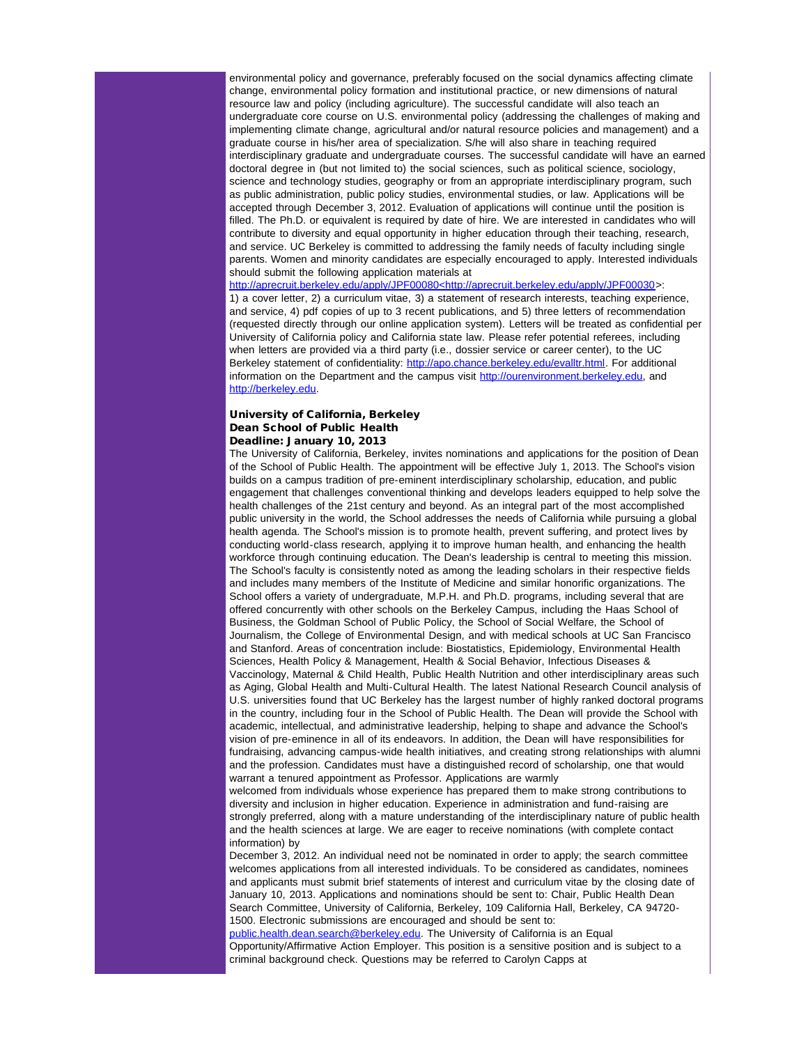environmental policy and governance, preferably focused on the social dynamics affecting climate change, environmental policy formation and institutional practice, or new dimensions of natural resource law and policy (including agriculture). The successful candidate will also teach an undergraduate core course on U.S. environmental policy (addressing the challenges of making and implementing climate change, agricultural and/or natural resource policies and management) and a graduate course in his/her area of specialization. S/he will also share in teaching required interdisciplinary graduate and undergraduate courses. The successful candidate will have an earned doctoral degree in (but not limited to) the social sciences, such as political science, sociology, science and technology studies, geography or from an appropriate interdisciplinary program, such as public administration, public policy studies, environmental studies, or law. Applications will be accepted through December 3, 2012. Evaluation of applications will continue until the position is filled. The Ph.D. or equivalent is required by date of hire. We are interested in candidates who will contribute to diversity and equal opportunity in higher education through their teaching, research, and service. UC Berkeley is committed to addressing the family needs of faculty including single parents. Women and minority candidates are especially encouraged to apply. Interested individuals should submit the following application materials at http://aprecruit.berkeley.edu/apply/JPF00080<http://aprecruit.berkeley.edu/apply/JPF00030>: 1) a cover letter, 2) a curriculum vitae, 3) a statement of research interests, teaching experience, and service, 4) pdf copies of up to 3 recent publications, and 5) three letters of recommendation (requested directly through our online application system). Letters will be treated as confidential per University of California policy and California state law. Please refer potential referees, including when letters are provided via a third party (i.e., dossier service or career center), to the UC Berkeley statement of confidentiality: http://apo.chance.berkeley.edu/evalltr.html. For additional information on the Department and the campus visit http://ourenvironment.berkeley.edu, and http://berkeley.edu.

**University of California, Berkeley**
**Dean School of Public Health**
**Deadline: January 10, 2013**

The University of California, Berkeley, invites nominations and applications for the position of Dean of the School of Public Health. The appointment will be effective July 1, 2013. The School's vision builds on a campus tradition of pre-eminent interdisciplinary scholarship, education, and public engagement that challenges conventional thinking and develops leaders equipped to help solve the health challenges of the 21st century and beyond. As an integral part of the most accomplished public university in the world, the School addresses the needs of California while pursuing a global health agenda. The School's mission is to promote health, prevent suffering, and protect lives by conducting world-class research, applying it to improve human health, and enhancing the health workforce through continuing education. The Dean's leadership is central to meeting this mission. The School's faculty is consistently noted as among the leading scholars in their respective fields and includes many members of the Institute of Medicine and similar honorific organizations. The School offers a variety of undergraduate, M.P.H. and Ph.D. programs, including several that are offered concurrently with other schools on the Berkeley Campus, including the Haas School of Business, the Goldman School of Public Policy, the School of Social Welfare, the School of Journalism, the College of Environmental Design, and with medical schools at UC San Francisco and Stanford. Areas of concentration include: Biostatistics, Epidemiology, Environmental Health Sciences, Health Policy & Management, Health & Social Behavior, Infectious Diseases & Vaccinology, Maternal & Child Health, Public Health Nutrition and other interdisciplinary areas such as Aging, Global Health and Multi-Cultural Health. The latest National Research Council analysis of U.S. universities found that UC Berkeley has the largest number of highly ranked doctoral programs in the country, including four in the School of Public Health. The Dean will provide the School with academic, intellectual, and administrative leadership, helping to shape and advance the School's vision of pre-eminence in all of its endeavors. In addition, the Dean will have responsibilities for fundraising, advancing campus-wide health initiatives, and creating strong relationships with alumni and the profession. Candidates must have a distinguished record of scholarship, one that would warrant a tenured appointment as Professor. Applications are warmly welcomed from individuals whose experience has prepared them to make strong contributions to diversity and inclusion in higher education. Experience in administration and fund-raising are strongly preferred, along with a mature understanding of the interdisciplinary nature of public health and the health sciences at large. We are eager to receive nominations (with complete contact information) by December 3, 2012. An individual need not be nominated in order to apply; the search committee welcomes applications from all interested individuals. To be considered as candidates, nominees and applicants must submit brief statements of interest and curriculum vitae by the closing date of January 10, 2013. Applications and nominations should be sent to: Chair, Public Health Dean Search Committee, University of California, Berkeley, 109 California Hall, Berkeley, CA 94720-1500. Electronic submissions are encouraged and should be sent to: public.health.dean.search@berkeley.edu. The University of California is an Equal Opportunity/Affirmative Action Employer. This position is a sensitive position and is subject to a criminal background check. Questions may be referred to Carolyn Capps at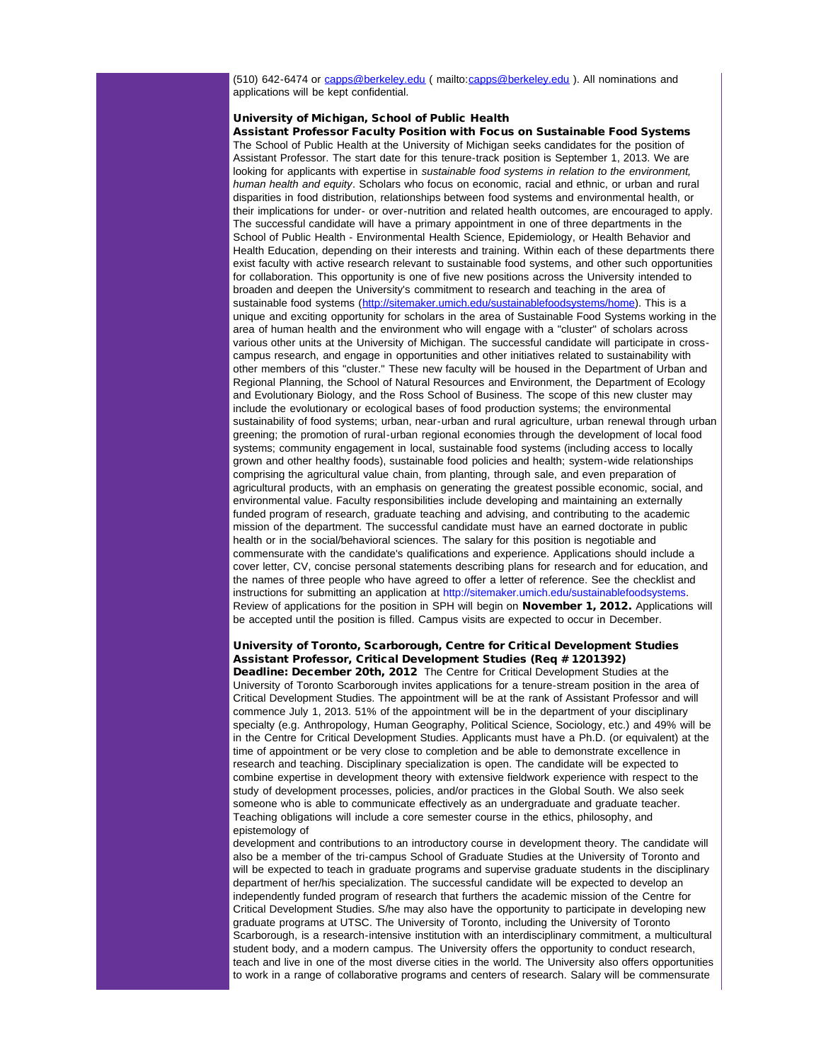(510) 642-6474 or capps@berkeley.edu ( mailto:capps@berkeley.edu ). All nominations and applications will be kept confidential.

**University of Michigan, School of Public Health**
**Assistant Professor Faculty Position with Focus on Sustainable Food Systems**
The School of Public Health at the University of Michigan seeks candidates for the position of Assistant Professor. The start date for this tenure-track position is September 1, 2013. We are looking for applicants with expertise in *sustainable food systems in relation to the environment, human health and equity*. Scholars who focus on economic, racial and ethnic, or urban and rural disparities in food distribution, relationships between food systems and environmental health, or their implications for under- or over-nutrition and related health outcomes, are encouraged to apply. The successful candidate will have a primary appointment in one of three departments in the School of Public Health - Environmental Health Science, Epidemiology, or Health Behavior and Health Education, depending on their interests and training. Within each of these departments there exist faculty with active research relevant to sustainable food systems, and other such opportunities for collaboration. This opportunity is one of five new positions across the University intended to broaden and deepen the University's commitment to research and teaching in the area of sustainable food systems (http://sitemaker.umich.edu/sustainablefoodsystems/home). This is a unique and exciting opportunity for scholars in the area of Sustainable Food Systems working in the area of human health and the environment who will engage with a "cluster" of scholars across various other units at the University of Michigan. The successful candidate will participate in cross-campus research, and engage in opportunities and other initiatives related to sustainability with other members of this "cluster." These new faculty will be housed in the Department of Urban and Regional Planning, the School of Natural Resources and Environment, the Department of Ecology and Evolutionary Biology, and the Ross School of Business. The scope of this new cluster may include the evolutionary or ecological bases of food production systems; the environmental sustainability of food systems; urban, near-urban and rural agriculture, urban renewal through urban greening; the promotion of rural-urban regional economies through the development of local food systems; community engagement in local, sustainable food systems (including access to locally grown and other healthy foods), sustainable food policies and health; system-wide relationships comprising the agricultural value chain, from planting, through sale, and even preparation of agricultural products, with an emphasis on generating the greatest possible economic, social, and environmental value. Faculty responsibilities include developing and maintaining an externally funded program of research, graduate teaching and advising, and contributing to the academic mission of the department. The successful candidate must have an earned doctorate in public health or in the social/behavioral sciences. The salary for this position is negotiable and commensurate with the candidate's qualifications and experience. Applications should include a cover letter, CV, concise personal statements describing plans for research and for education, and the names of three people who have agreed to offer a letter of reference. See the checklist and instructions for submitting an application at http://sitemaker.umich.edu/sustainablefoodsystems. Review of applications for the position in SPH will begin on **November 1, 2012.** Applications will be accepted until the position is filled. Campus visits are expected to occur in December.

**University of Toronto, Scarborough, Centre for Critical Development Studies**
**Assistant Professor, Critical Development Studies (Req # 1201392)**
**Deadline: December 20th, 2012** The Centre for Critical Development Studies at the University of Toronto Scarborough invites applications for a tenure-stream position in the area of Critical Development Studies. The appointment will be at the rank of Assistant Professor and will commence July 1, 2013. 51% of the appointment will be in the department of your disciplinary specialty (e.g. Anthropology, Human Geography, Political Science, Sociology, etc.) and 49% will be in the Centre for Critical Development Studies. Applicants must have a Ph.D. (or equivalent) at the time of appointment or be very close to completion and be able to demonstrate excellence in research and teaching. Disciplinary specialization is open. The candidate will be expected to combine expertise in development theory with extensive fieldwork experience with respect to the study of development processes, policies, and/or practices in the Global South. We also seek someone who is able to communicate effectively as an undergraduate and graduate teacher. Teaching obligations will include a core semester course in the ethics, philosophy, and epistemology of development and contributions to an introductory course in development theory. The candidate will also be a member of the tri-campus School of Graduate Studies at the University of Toronto and will be expected to teach in graduate programs and supervise graduate students in the disciplinary department of her/his specialization. The successful candidate will be expected to develop an independently funded program of research that furthers the academic mission of the Centre for Critical Development Studies. S/he may also have the opportunity to participate in developing new graduate programs at UTSC. The University of Toronto, including the University of Toronto Scarborough, is a research-intensive institution with an interdisciplinary commitment, a multicultural student body, and a modern campus. The University offers the opportunity to conduct research, teach and live in one of the most diverse cities in the world. The University also offers opportunities to work in a range of collaborative programs and centers of research. Salary will be commensurate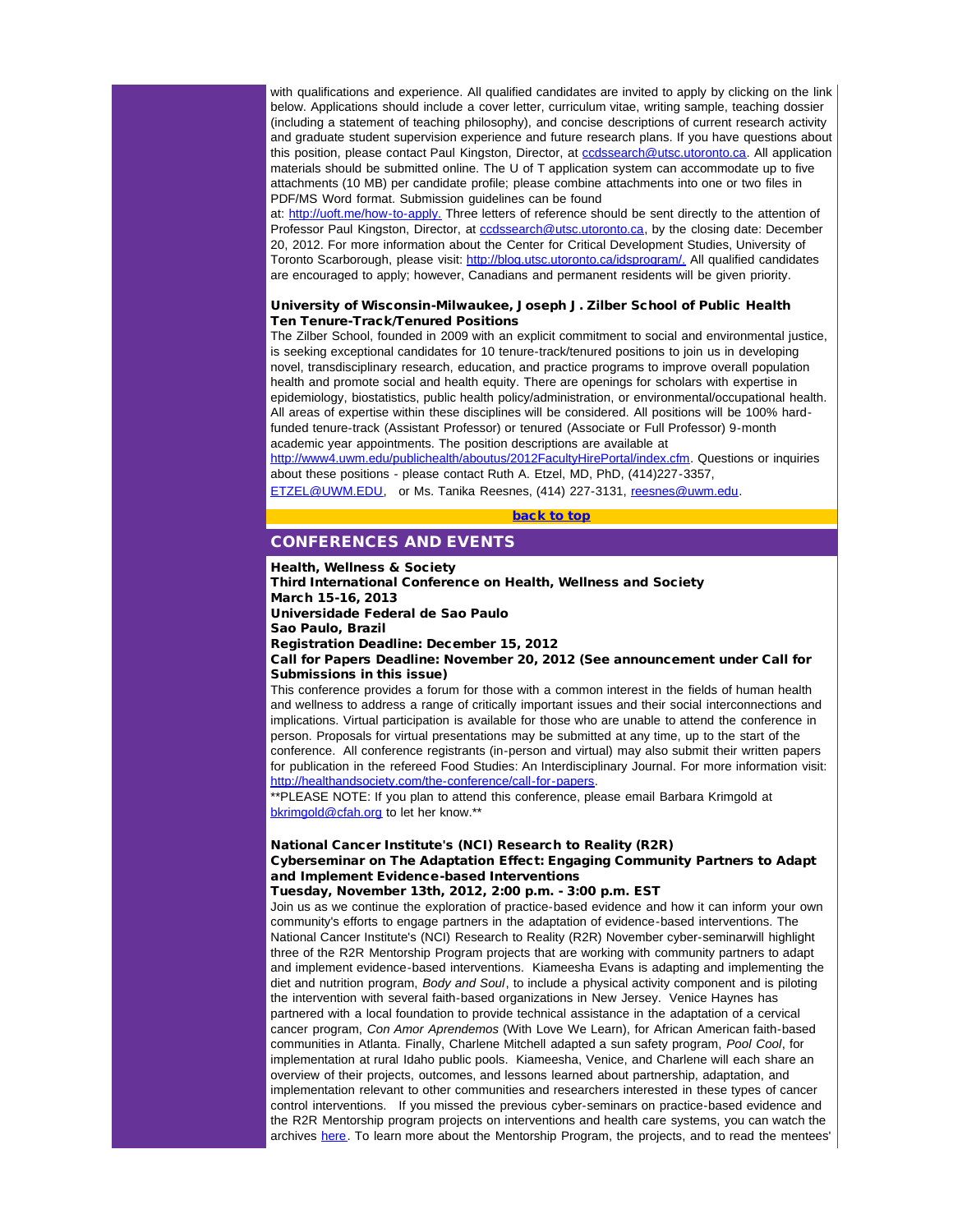with qualifications and experience. All qualified candidates are invited to apply by clicking on the link below. Applications should include a cover letter, curriculum vitae, writing sample, teaching dossier (including a statement of teaching philosophy), and concise descriptions of current research activity and graduate student supervision experience and future research plans. If you have questions about this position, please contact Paul Kingston, Director, at ccdssearch@utsc.utoronto.ca. All application materials should be submitted online. The U of T application system can accommodate up to five attachments (10 MB) per candidate profile; please combine attachments into one or two files in PDF/MS Word format. Submission guidelines can be found at: http://uoft.me/how-to-apply. Three letters of reference should be sent directly to the attention of Professor Paul Kingston, Director, at ccdssearch@utsc.utoronto.ca, by the closing date: December 20, 2012. For more information about the Center for Critical Development Studies, University of Toronto Scarborough, please visit: http://blog.utsc.utoronto.ca/idsprogram/. All qualified candidates are encouraged to apply; however, Canadians and permanent residents will be given priority.

**University of Wisconsin-Milwaukee, Joseph J. Zilber School of Public Health**
**Ten Tenure-Track/Tenured Positions**

The Zilber School, founded in 2009 with an explicit commitment to social and environmental justice, is seeking exceptional candidates for 10 tenure-track/tenured positions to join us in developing novel, transdisciplinary research, education, and practice programs to improve overall population health and promote social and health equity. There are openings for scholars with expertise in epidemiology, biostatistics, public health policy/administration, or environmental/occupational health. All areas of expertise within these disciplines will be considered. All positions will be 100% hard-funded tenure-track (Assistant Professor) or tenured (Associate or Full Professor) 9-month academic year appointments. The position descriptions are available at http://www4.uwm.edu/publichealth/aboutus/2012FacultyHirePortal/index.cfm. Questions or inquiries about these positions - please contact Ruth A. Etzel, MD, PhD, (414)227-3357, ETZEL@UWM.EDU, or Ms. Tanika Reesnes, (414) 227-3131, reesnes@uwm.edu.

back to top

## CONFERENCES AND EVENTS

**Health, Wellness & Society**
**Third International Conference on Health, Wellness and Society**
**March 15-16, 2013**
**Universidade Federal de Sao Paulo**
**Sao Paulo, Brazil**
**Registration Deadline: December 15, 2012**
**Call for Papers Deadline: November 20, 2012 (See announcement under Call for Submissions in this issue)**

This conference provides a forum for those with a common interest in the fields of human health and wellness to address a range of critically important issues and their social interconnections and implications. Virtual participation is available for those who are unable to attend the conference in person. Proposals for virtual presentations may be submitted at any time, up to the start of the conference. All conference registrants (in-person and virtual) may also submit their written papers for publication in the refereed Food Studies: An Interdisciplinary Journal. For more information visit: http://healthandsociety.com/the-conference/call-for-papers.

**PLEASE NOTE: If you plan to attend this conference, please email Barbara Krimgold at bkrimgold@cfah.org to let her know.**

**National Cancer Institute's (NCI) Research to Reality (R2R)**
**Cyberseminar on The Adaptation Effect: Engaging Community Partners to Adapt and Implement Evidence-based Interventions**
**Tuesday, November 13th, 2012, 2:00 p.m. - 3:00 p.m. EST**

Join us as we continue the exploration of practice-based evidence and how it can inform your own community's efforts to engage partners in the adaptation of evidence-based interventions. The National Cancer Institute's (NCI) Research to Reality (R2R) November cyber-seminarwill highlight three of the R2R Mentorship Program projects that are working with community partners to adapt and implement evidence-based interventions. Kiameesha Evans is adapting and implementing the diet and nutrition program, *Body and Soul*, to include a physical activity component and is piloting the intervention with several faith-based organizations in New Jersey. Venice Haynes has partnered with a local foundation to provide technical assistance in the adaptation of a cervical cancer program, *Con Amor Aprendemos* (With Love We Learn), for African American faith-based communities in Atlanta. Finally, Charlene Mitchell adapted a sun safety program, *Pool Cool*, for implementation at rural Idaho public pools. Kiameesha, Venice, and Charlene will each share an overview of their projects, outcomes, and lessons learned about partnership, adaptation, and implementation relevant to other communities and researchers interested in these types of cancer control interventions. If you missed the previous cyber-seminars on practice-based evidence and the R2R Mentorship program projects on interventions and health care systems, you can watch the archives here. To learn more about the Mentorship Program, the projects, and to read the mentees'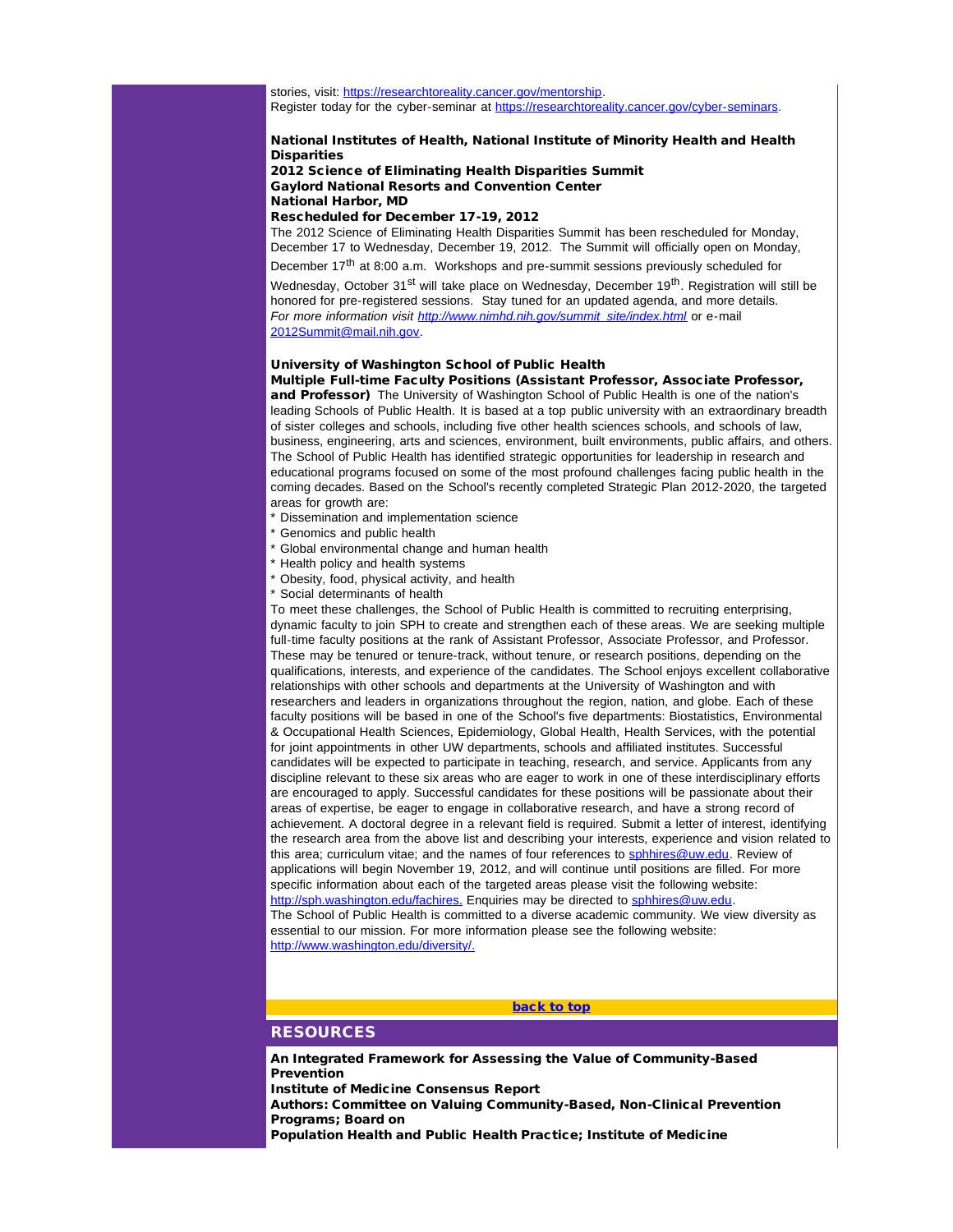stories, visit: https://researchtoreality.cancer.gov/mentorship.
Register today for the cyber-seminar at https://researchtoreality.cancer.gov/cyber-seminars.

**National Institutes of Health, National Institute of Minority Health and Health Disparities**
**2012 Science of Eliminating Health Disparities Summit**
**Gaylord National Resorts and Convention Center**
**National Harbor, MD**
**Rescheduled for December 17-19, 2012**

The 2012 Science of Eliminating Health Disparities Summit has been rescheduled for Monday, December 17 to Wednesday, December 19, 2012. The Summit will officially open on Monday, December 17th at 8:00 a.m. Workshops and pre-summit sessions previously scheduled for Wednesday, October 31st will take place on Wednesday, December 19th. Registration will still be honored for pre-registered sessions. Stay tuned for an updated agenda, and more details.
*For more information visit http://www.nimhd.nih.gov/summit_site/index.html* or e-mail 2012Summit@mail.nih.gov.

**University of Washington School of Public Health**
**Multiple Full-time Faculty Positions (Assistant Professor, Associate Professor, and Professor)** The University of Washington School of Public Health is one of the nation's leading Schools of Public Health. It is based at a top public university with an extraordinary breadth of sister colleges and schools, including five other health sciences schools, and schools of law, business, engineering, arts and sciences, environment, built environments, public affairs, and others. The School of Public Health has identified strategic opportunities for leadership in research and educational programs focused on some of the most profound challenges facing public health in the coming decades. Based on the School's recently completed Strategic Plan 2012-2020, the targeted areas for growth are:

* Dissemination and implementation science
* Genomics and public health
* Global environmental change and human health
* Health policy and health systems
* Obesity, food, physical activity, and health
* Social determinants of health

To meet these challenges, the School of Public Health is committed to recruiting enterprising, dynamic faculty to join SPH to create and strengthen each of these areas. We are seeking multiple full-time faculty positions at the rank of Assistant Professor, Associate Professor, and Professor. These may be tenured or tenure-track, without tenure, or research positions, depending on the qualifications, interests, and experience of the candidates. The School enjoys excellent collaborative relationships with other schools and departments at the University of Washington and with researchers and leaders in organizations throughout the region, nation, and globe. Each of these faculty positions will be based in one of the School's five departments: Biostatistics, Environmental & Occupational Health Sciences, Epidemiology, Global Health, Health Services, with the potential for joint appointments in other UW departments, schools and affiliated institutes. Successful candidates will be expected to participate in teaching, research, and service. Applicants from any discipline relevant to these six areas who are eager to work in one of these interdisciplinary efforts are encouraged to apply. Successful candidates for these positions will be passionate about their areas of expertise, be eager to engage in collaborative research, and have a strong record of achievement. A doctoral degree in a relevant field is required. Submit a letter of interest, identifying the research area from the above list and describing your interests, experience and vision related to this area; curriculum vitae; and the names of four references to sphhires@uw.edu. Review of applications will begin November 19, 2012, and will continue until positions are filled. For more specific information about each of the targeted areas please visit the following website: http://sph.washington.edu/fachires. Enquiries may be directed to sphhires@uw.edu.
The School of Public Health is committed to a diverse academic community. We view diversity as essential to our mission. For more information please see the following website: http://www.washington.edu/diversity/.

back to top

## RESOURCES

**An Integrated Framework for Assessing the Value of Community-Based Prevention**
**Institute of Medicine Consensus Report**
**Authors: Committee on Valuing Community-Based, Non-Clinical Prevention Programs; Board on Population Health and Public Health Practice; Institute of Medicine**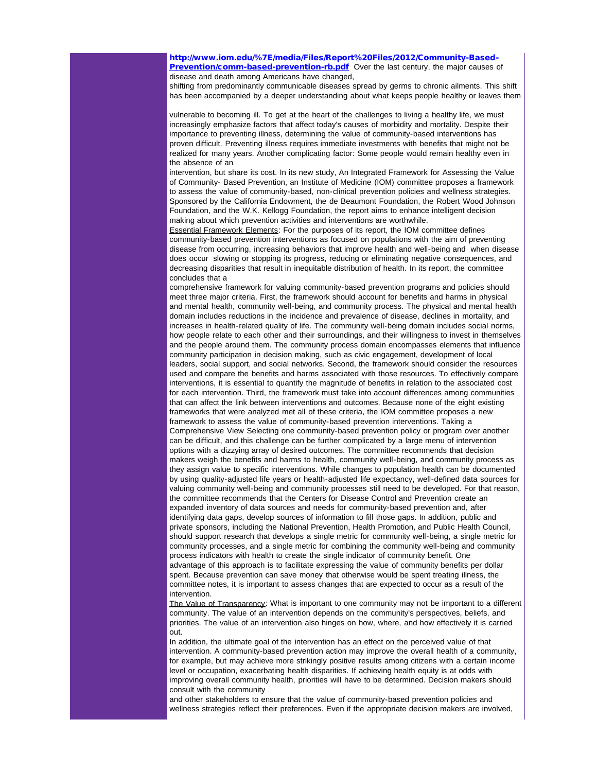**[http://www.iom.edu/%7E/media/Files/Report%20Files/2012/Community-Based-Prevention/comm-based-prevention-rb.pdf](http://www.iom.edu/%7E/media/Files/Report%20Files/2012/Community-Based-Prevention/comm-based-prevention-rb.pdf)** Over the last century, the major causes of disease and death among Americans have changed, shifting from predominantly communicable diseases spread by germs to chronic ailments. This shift has been accompanied by a deeper understanding about what keeps people healthy or leaves them vulnerable to becoming ill. To get at the heart of the challenges to living a healthy life, we must increasingly emphasize factors that affect today's causes of morbidity and mortality. Despite their importance to preventing illness, determining the value of community-based interventions has proven difficult. Preventing illness requires immediate investments with benefits that might not be realized for many years. Another complicating factor: Some people would remain healthy even in the absence of an intervention, but share its cost. In its new study, An Integrated Framework for Assessing the Value of Community- Based Prevention, an Institute of Medicine (IOM) committee proposes a framework to assess the value of community-based, non-clinical prevention policies and wellness strategies. Sponsored by the California Endowment, the de Beaumont Foundation, the Robert Wood Johnson Foundation, and the W.K. Kellogg Foundation, the report aims to enhance intelligent decision making about which prevention activities and interventions are worthwhile.

Essential Framework Elements: For the purposes of its report, the IOM committee defines community-based prevention interventions as focused on populations with the aim of preventing disease from occurring, increasing behaviors that improve health and well-being and when disease does occur slowing or stopping its progress, reducing or eliminating negative consequences, and decreasing disparities that result in inequitable distribution of health. In its report, the committee concludes that a comprehensive framework for valuing community-based prevention programs and policies should meet three major criteria. First, the framework should account for benefits and harms in physical and mental health, community well-being, and community process. The physical and mental health domain includes reductions in the incidence and prevalence of disease, declines in mortality, and increases in health-related quality of life. The community well-being domain includes social norms, how people relate to each other and their surroundings, and their willingness to invest in themselves and the people around them. The community process domain encompasses elements that influence community participation in decision making, such as civic engagement, development of local leaders, social support, and social networks. Second, the framework should consider the resources used and compare the benefits and harms associated with those resources. To effectively compare interventions, it is essential to quantify the magnitude of benefits in relation to the associated cost for each intervention. Third, the framework must take into account differences among communities that can affect the link between interventions and outcomes. Because none of the eight existing frameworks that were analyzed met all of these criteria, the IOM committee proposes a new framework to assess the value of community-based prevention interventions. Taking a Comprehensive View Selecting one community-based prevention policy or program over another can be difficult, and this challenge can be further complicated by a large menu of intervention options with a dizzying array of desired outcomes. The committee recommends that decision makers weigh the benefits and harms to health, community well-being, and community process as they assign value to specific interventions. While changes to population health can be documented by using quality-adjusted life years or health-adjusted life expectancy, well-defined data sources for valuing community well-being and community processes still need to be developed. For that reason, the committee recommends that the Centers for Disease Control and Prevention create an expanded inventory of data sources and needs for community-based prevention and, after identifying data gaps, develop sources of information to fill those gaps. In addition, public and private sponsors, including the National Prevention, Health Promotion, and Public Health Council, should support research that develops a single metric for community well-being, a single metric for community processes, and a single metric for combining the community well-being and community process indicators with health to create the single indicator of community benefit. One advantage of this approach is to facilitate expressing the value of community benefits per dollar spent. Because prevention can save money that otherwise would be spent treating illness, the committee notes, it is important to assess changes that are expected to occur as a result of the intervention.

The Value of Transparency: What is important to one community may not be important to a different community. The value of an intervention depends on the community's perspectives, beliefs, and priorities. The value of an intervention also hinges on how, where, and how effectively it is carried out.

In addition, the ultimate goal of the intervention has an effect on the perceived value of that intervention. A community-based prevention action may improve the overall health of a community, for example, but may achieve more strikingly positive results among citizens with a certain income level or occupation, exacerbating health disparities. If achieving health equity is at odds with improving overall community health, priorities will have to be determined. Decision makers should consult with the community and other stakeholders to ensure that the value of community-based prevention policies and wellness strategies reflect their preferences. Even if the appropriate decision makers are involved,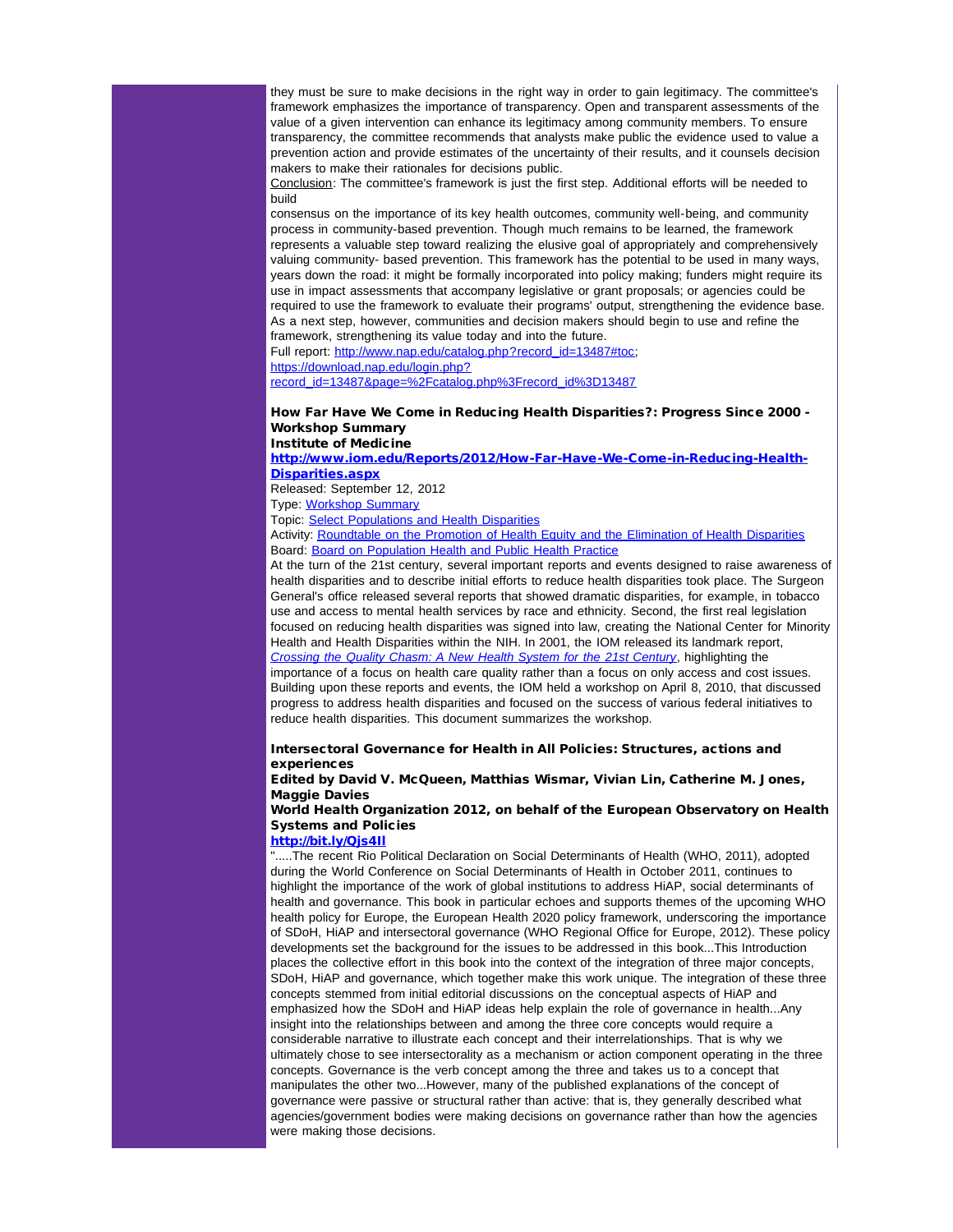they must be sure to make decisions in the right way in order to gain legitimacy. The committee's framework emphasizes the importance of transparency. Open and transparent assessments of the value of a given intervention can enhance its legitimacy among community members. To ensure transparency, the committee recommends that analysts make public the evidence used to value a prevention action and provide estimates of the uncertainty of their results, and it counsels decision makers to make their rationales for decisions public.

Conclusion: The committee's framework is just the first step. Additional efforts will be needed to build consensus on the importance of its key health outcomes, community well-being, and community process in community-based prevention. Though much remains to be learned, the framework represents a valuable step toward realizing the elusive goal of appropriately and comprehensively valuing community- based prevention. This framework has the potential to be used in many ways, years down the road: it might be formally incorporated into policy making; funders might require its use in impact assessments that accompany legislative or grant proposals; or agencies could be required to use the framework to evaluate their programs' output, strengthening the evidence base. As a next step, however, communities and decision makers should begin to use and refine the framework, strengthening its value today and into the future.

Full report: http://www.nap.edu/catalog.php?record_id=13487#toc; https://download.nap.edu/login.php?record_id=13487&page=%2Fcatalog.php%3Frecord_id%3D13487

### How Far Have We Come in Reducing Health Disparities?: Progress Since 2000 - Workshop Summary

**Institute of Medicine**

**http://www.iom.edu/Reports/2012/How-Far-Have-We-Come-in-Reducing-Health-Disparities.aspx**

Released: September 12, 2012

Type: Workshop Summary

Topic: Select Populations and Health Disparities

Activity: Roundtable on the Promotion of Health Equity and the Elimination of Health Disparities

Board: Board on Population Health and Public Health Practice

At the turn of the 21st century, several important reports and events designed to raise awareness of health disparities and to describe initial efforts to reduce health disparities took place. The Surgeon General's office released several reports that showed dramatic disparities, for example, in tobacco use and access to mental health services by race and ethnicity. Second, the first real legislation focused on reducing health disparities was signed into law, creating the National Center for Minority Health and Health Disparities within the NIH. In 2001, the IOM released its landmark report, *Crossing the Quality Chasm: A New Health System for the 21st Century*, highlighting the importance of a focus on health care quality rather than a focus on only access and cost issues. Building upon these reports and events, the IOM held a workshop on April 8, 2010, that discussed progress to address health disparities and focused on the success of various federal initiatives to reduce health disparities. This document summarizes the workshop.

### Intersectoral Governance for Health in All Policies: Structures, actions and experiences

**Edited by David V. McQueen, Matthias Wismar, Vivian Lin, Catherine M. Jones, Maggie Davies**

**World Health Organization 2012, on behalf of the European Observatory on Health Systems and Policies**

**http://bit.ly/Qjs4Il**

".....The recent Rio Political Declaration on Social Determinants of Health (WHO, 2011), adopted during the World Conference on Social Determinants of Health in October 2011, continues to highlight the importance of the work of global institutions to address HiAP, social determinants of health and governance. This book in particular echoes and supports themes of the upcoming WHO health policy for Europe, the European Health 2020 policy framework, underscoring the importance of SDoH, HiAP and intersectoral governance (WHO Regional Office for Europe, 2012). These policy developments set the background for the issues to be addressed in this book...This Introduction places the collective effort in this book into the context of the integration of three major concepts, SDoH, HiAP and governance, which together make this work unique. The integration of these three concepts stemmed from initial editorial discussions on the conceptual aspects of HiAP and emphasized how the SDoH and HiAP ideas help explain the role of governance in health...Any insight into the relationships between and among the three core concepts would require a considerable narrative to illustrate each concept and their interrelationships. That is why we ultimately chose to see intersectorality as a mechanism or action component operating in the three concepts. Governance is the verb concept among the three and takes us to a concept that manipulates the other two...However, many of the published explanations of the concept of governance were passive or structural rather than active: that is, they generally described what agencies/government bodies were making decisions on governance rather than how the agencies were making those decisions.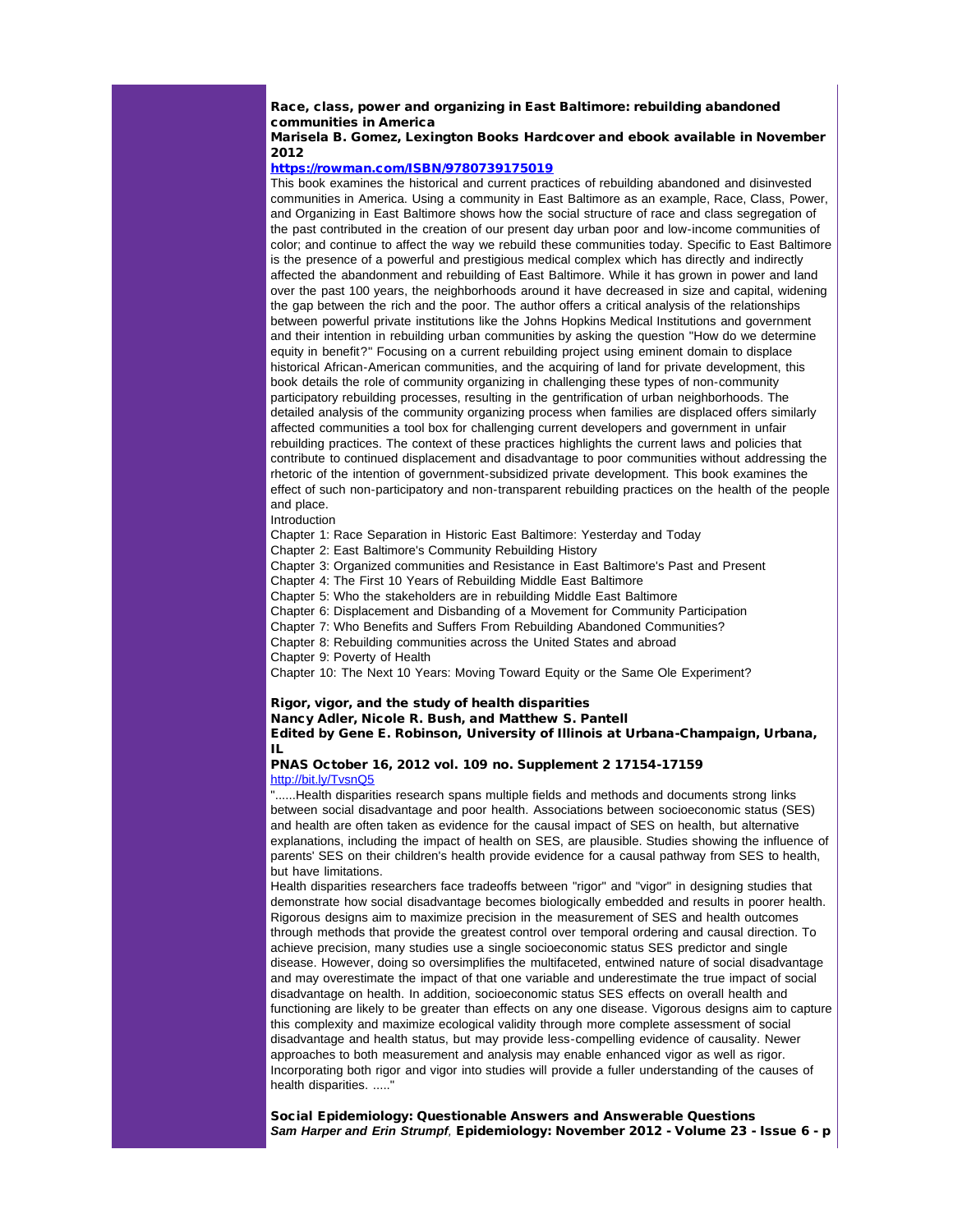**Race, class, power and organizing in East Baltimore: rebuilding abandoned communities in America**
**Marisela B. Gomez, Lexington Books Hardcover and ebook available in November 2012**
**https://rowman.com/ISBN/9780739175019**

This book examines the historical and current practices of rebuilding abandoned and disinvested communities in America. Using a community in East Baltimore as an example, Race, Class, Power, and Organizing in East Baltimore shows how the social structure of race and class segregation of the past contributed in the creation of our present day urban poor and low-income communities of color; and continue to affect the way we rebuild these communities today. Specific to East Baltimore is the presence of a powerful and prestigious medical complex which has directly and indirectly affected the abandonment and rebuilding of East Baltimore. While it has grown in power and land over the past 100 years, the neighborhoods around it have decreased in size and capital, widening the gap between the rich and the poor. The author offers a critical analysis of the relationships between powerful private institutions like the Johns Hopkins Medical Institutions and government and their intention in rebuilding urban communities by asking the question "How do we determine equity in benefit?" Focusing on a current rebuilding project using eminent domain to displace historical African-American communities, and the acquiring of land for private development, this book details the role of community organizing in challenging these types of non-community participatory rebuilding processes, resulting in the gentrification of urban neighborhoods. The detailed analysis of the community organizing process when families are displaced offers similarly affected communities a tool box for challenging current developers and government in unfair rebuilding practices. The context of these practices highlights the current laws and policies that contribute to continued displacement and disadvantage to poor communities without addressing the rhetoric of the intention of government-subsidized private development. This book examines the effect of such non-participatory and non-transparent rebuilding practices on the health of the people and place.

Introduction
Chapter 1: Race Separation in Historic East Baltimore: Yesterday and Today
Chapter 2: East Baltimore's Community Rebuilding History
Chapter 3: Organized communities and Resistance in East Baltimore's Past and Present
Chapter 4: The First 10 Years of Rebuilding Middle East Baltimore
Chapter 5: Who the stakeholders are in rebuilding Middle East Baltimore
Chapter 6: Displacement and Disbanding of a Movement for Community Participation
Chapter 7: Who Benefits and Suffers From Rebuilding Abandoned Communities?
Chapter 8: Rebuilding communities across the United States and abroad
Chapter 9: Poverty of Health
Chapter 10: The Next 10 Years: Moving Toward Equity or the Same Ole Experiment?

**Rigor, vigor, and the study of health disparities**
**Nancy Adler, Nicole R. Bush, and Matthew S. Pantell**
**Edited by Gene E. Robinson, University of Illinois at Urbana-Champaign, Urbana, IL**
**PNAS October 16, 2012 vol. 109 no. Supplement 2 17154-17159**
http://bit.ly/TvsnQ5

"......Health disparities research spans multiple fields and methods and documents strong links between social disadvantage and poor health. Associations between socioeconomic status (SES) and health are often taken as evidence for the causal impact of SES on health, but alternative explanations, including the impact of health on SES, are plausible. Studies showing the influence of parents' SES on their children's health provide evidence for a causal pathway from SES to health, but have limitations.

Health disparities researchers face tradeoffs between "rigor" and "vigor" in designing studies that demonstrate how social disadvantage becomes biologically embedded and results in poorer health. Rigorous designs aim to maximize precision in the measurement of SES and health outcomes through methods that provide the greatest control over temporal ordering and causal direction. To achieve precision, many studies use a single socioeconomic status SES predictor and single disease. However, doing so oversimplifies the multifaceted, entwined nature of social disadvantage and may overestimate the impact of that one variable and underestimate the true impact of social disadvantage on health. In addition, socioeconomic status SES effects on overall health and functioning are likely to be greater than effects on any one disease. Vigorous designs aim to capture this complexity and maximize ecological validity through more complete assessment of social disadvantage and health status, but may provide less-compelling evidence of causality. Newer approaches to both measurement and analysis may enable enhanced vigor as well as rigor. Incorporating both rigor and vigor into studies will provide a fuller understanding of the causes of health disparities. ....."

**Social Epidemiology: Questionable Answers and Answerable Questions**
*Sam Harper and Erin Strumpf*, **Epidemiology: November 2012 - Volume 23 - Issue 6 - p**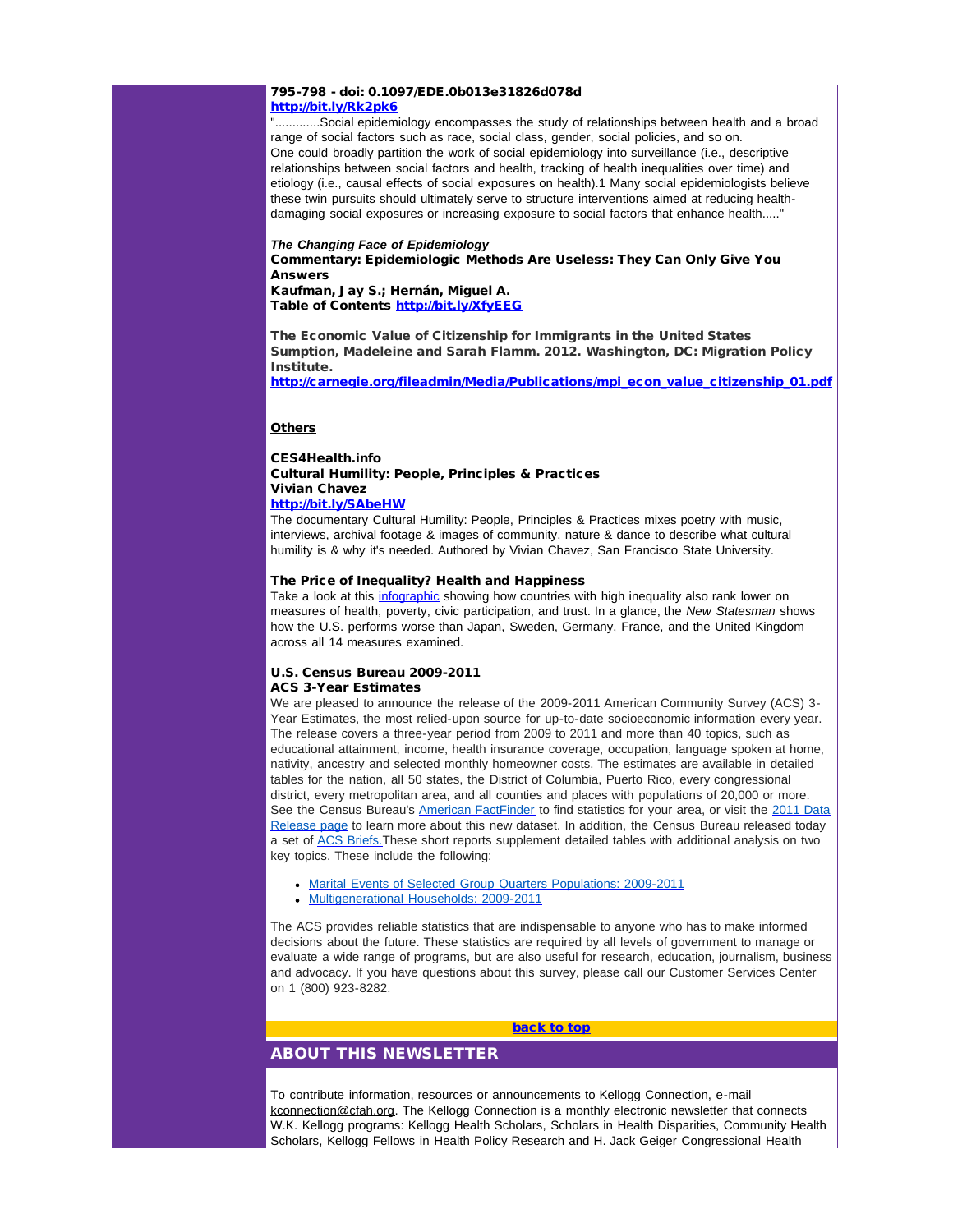**795-798 - doi: 0.1097/EDE.0b013e31826d078d**
**http://bit.ly/Rk2pk6**

".............Social epidemiology encompasses the study of relationships between health and a broad range of social factors such as race, social class, gender, social policies, and so on. One could broadly partition the work of social epidemiology into surveillance (i.e., descriptive relationships between social factors and health, tracking of health inequalities over time) and etiology (i.e., causal effects of social exposures on health).1 Many social epidemiologists believe these twin pursuits should ultimately serve to structure interventions aimed at reducing health-damaging social exposures or increasing exposure to social factors that enhance health....."

***The Changing Face of Epidemiology***
**Commentary: Epidemiologic Methods Are Useless: They Can Only Give You Answers**
**Kaufman, Jay S.; Hernán, Miguel A.**
**Table of Contents http://bit.ly/XfyEEG**

**The Economic Value of Citizenship for Immigrants in the United States**
**Sumption, Madeleine and Sarah Flamm. 2012. Washington, DC: Migration Policy Institute.**
**http://carnegie.org/fileadmin/Media/Publications/mpi_econ_value_citizenship_01.pdf**

## Others

**CES4Health.info**
**Cultural Humility: People, Principles & Practices**
**Vivian Chavez**
**http://bit.ly/SAbeHW**

The documentary Cultural Humility: People, Principles & Practices mixes poetry with music, interviews, archival footage & images of community, nature & dance to describe what cultural humility is & why it's needed. Authored by Vivian Chavez, San Francisco State University.

**The Price of Inequality? Health and Happiness**

Take a look at this infographic showing how countries with high inequality also rank lower on measures of health, poverty, civic participation, and trust. In a glance, the *New Statesman* shows how the U.S. performs worse than Japan, Sweden, Germany, France, and the United Kingdom across all 14 measures examined.

**U.S. Census Bureau 2009-2011**
**ACS 3-Year Estimates**

We are pleased to announce the release of the 2009-2011 American Community Survey (ACS) 3-Year Estimates, the most relied-upon source for up-to-date socioeconomic information every year. The release covers a three-year period from 2009 to 2011 and more than 40 topics, such as educational attainment, income, health insurance coverage, occupation, language spoken at home, nativity, ancestry and selected monthly homeowner costs. The estimates are available in detailed tables for the nation, all 50 states, the District of Columbia, Puerto Rico, every congressional district, every metropolitan area, and all counties and places with populations of 20,000 or more. See the Census Bureau's American FactFinder to find statistics for your area, or visit the 2011 Data Release page to learn more about this new dataset. In addition, the Census Bureau released today a set of ACS Briefs.These short reports supplement detailed tables with additional analysis on two key topics. These include the following:

- Marital Events of Selected Group Quarters Populations: 2009-2011
- Multigenerational Households: 2009-2011

The ACS provides reliable statistics that are indispensable to anyone who has to make informed decisions about the future. These statistics are required by all levels of government to manage or evaluate a wide range of programs, but are also useful for research, education, journalism, business and advocacy. If you have questions about this survey, please call our Customer Services Center on 1 (800) 923-8282.

back to top

## ABOUT THIS NEWSLETTER

To contribute information, resources or announcements to Kellogg Connection, e-mail kconnection@cfah.org. The Kellogg Connection is a monthly electronic newsletter that connects W.K. Kellogg programs: Kellogg Health Scholars, Scholars in Health Disparities, Community Health Scholars, Kellogg Fellows in Health Policy Research and H. Jack Geiger Congressional Health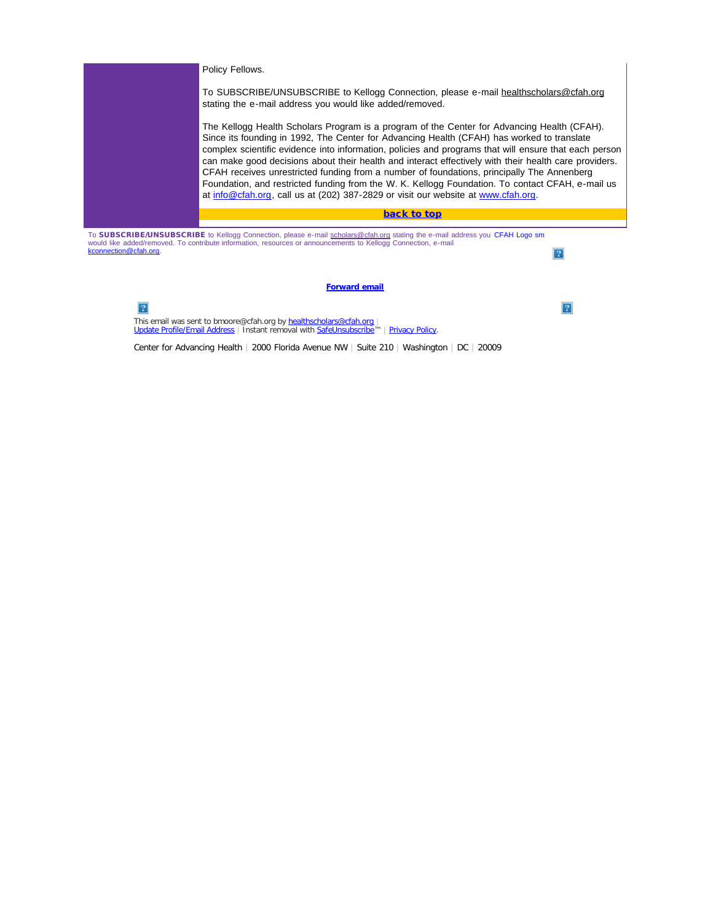Policy Fellows.

To SUBSCRIBE/UNSUBSCRIBE to Kellogg Connection, please e-mail healthscholars@cfah.org stating the e-mail address you would like added/removed.

The Kellogg Health Scholars Program is a program of the Center for Advancing Health (CFAH). Since its founding in 1992, The Center for Advancing Health (CFAH) has worked to translate complex scientific evidence into information, policies and programs that will ensure that each person can make good decisions about their health and interact effectively with their health care providers. CFAH receives unrestricted funding from a number of foundations, principally The Annenberg Foundation, and restricted funding from the W. K. Kellogg Foundation. To contact CFAH, e-mail us at info@cfah.org, call us at (202) 387-2829 or visit our website at www.cfah.org.

**back to top**

To **SUBSCRIBE/UNSUBSCRIBE** to Kellogg Connection, please e-mail scholars@cfah.org stating the e-mail address you would like added/removed. To contribute information, resources or announcements to Kellogg Connection, e-mail kconnection@cfah.org.

CFAH Logo sm

**Forward email**

This email was sent to bmoore@cfah.org by healthscholars@cfah.org | Update Profile/Email Address | Instant removal with SafeUnsubscribe™ | Privacy Policy.

Center for Advancing Health | 2000 Florida Avenue NW | Suite 210 | Washington | DC | 20009